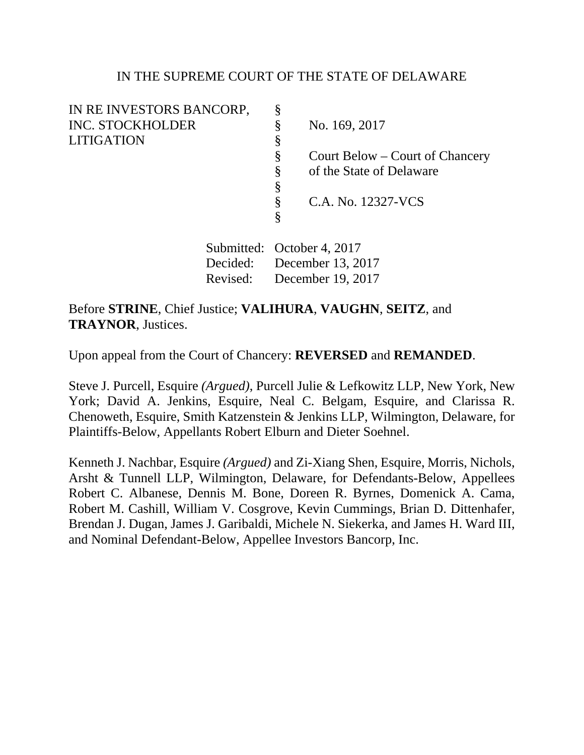IN THE SUPREME COURT OF THE STATE OF DELAWARE

| | | |
|---|---|---|
| IN RE INVESTORS BANCORP, | § | |
| INC. STOCKHOLDER | § | No. 169, 2017 |
| LITIGATION | § | |
| | § | Court Below – Court of Chancery |
| | § | of the State of Delaware |
| | § | |
| | § | C.A. No. 12327-VCS |
| | § | |

Submitted: October 4, 2017
Decided: December 13, 2017
Revised: December 19, 2017

Before **STRINE**, Chief Justice; **VALIHURA**, **VAUGHN**, **SEITZ**, and **TRAYNOR**, Justices.

Upon appeal from the Court of Chancery: **REVERSED** and **REMANDED**.

Steve J. Purcell, Esquire *(Argued)*, Purcell Julie & Lefkowitz LLP, New York, New York; David A. Jenkins, Esquire, Neal C. Belgam, Esquire, and Clarissa R. Chenoweth, Esquire, Smith Katzenstein & Jenkins LLP, Wilmington, Delaware, for Plaintiffs-Below, Appellants Robert Elburn and Dieter Soehnel.

Kenneth J. Nachbar, Esquire *(Argued)* and Zi-Xiang Shen, Esquire, Morris, Nichols, Arsht & Tunnell LLP, Wilmington, Delaware, for Defendants-Below, Appellees Robert C. Albanese, Dennis M. Bone, Doreen R. Byrnes, Domenick A. Cama, Robert M. Cashill, William V. Cosgrove, Kevin Cummings, Brian D. Dittenhafer, Brendan J. Dugan, James J. Garibaldi, Michele N. Siekerka, and James H. Ward III, and Nominal Defendant-Below, Appellee Investors Bancorp, Inc.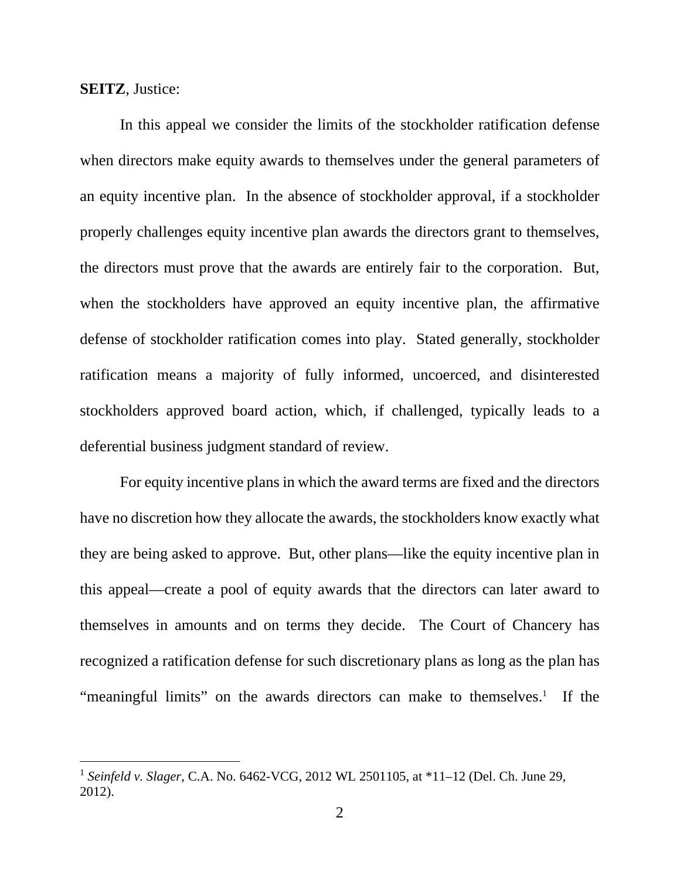**SEITZ**, Justice:

In this appeal we consider the limits of the stockholder ratification defense when directors make equity awards to themselves under the general parameters of an equity incentive plan. In the absence of stockholder approval, if a stockholder properly challenges equity incentive plan awards the directors grant to themselves, the directors must prove that the awards are entirely fair to the corporation. But, when the stockholders have approved an equity incentive plan, the affirmative defense of stockholder ratification comes into play. Stated generally, stockholder ratification means a majority of fully informed, uncoerced, and disinterested stockholders approved board action, which, if challenged, typically leads to a deferential business judgment standard of review.

For equity incentive plans in which the award terms are fixed and the directors have no discretion how they allocate the awards, the stockholders know exactly what they are being asked to approve. But, other plans—like the equity incentive plan in this appeal—create a pool of equity awards that the directors can later award to themselves in amounts and on terms they decide. The Court of Chancery has recognized a ratification defense for such discretionary plans as long as the plan has "meaningful limits" on the awards directors can make to themselves.[1] If the

[1] *Seinfeld v. Slager*, C.A. No. 6462-VCG, 2012 WL 2501105, at *11–12 (Del. Ch. June 29, 2012).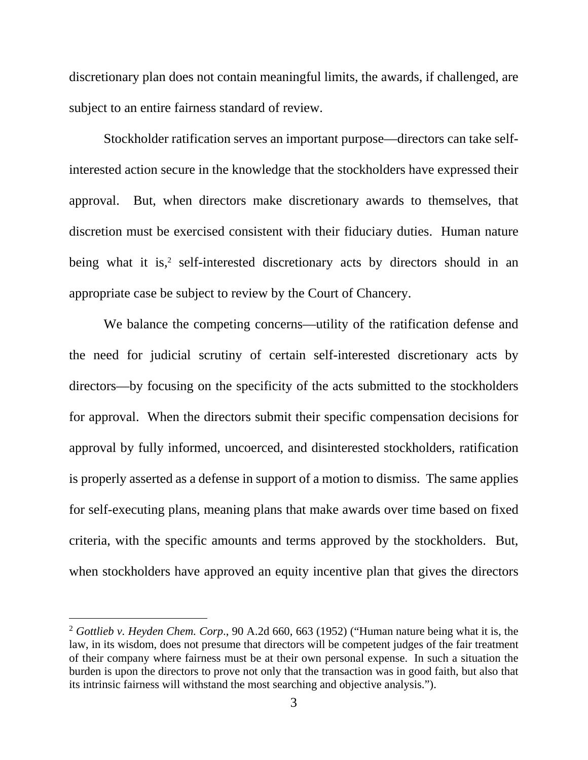discretionary plan does not contain meaningful limits, the awards, if challenged, are subject to an entire fairness standard of review.

Stockholder ratification serves an important purpose—directors can take self-interested action secure in the knowledge that the stockholders have expressed their approval. But, when directors make discretionary awards to themselves, that discretion must be exercised consistent with their fiduciary duties. Human nature being what it is,[2] self-interested discretionary acts by directors should in an appropriate case be subject to review by the Court of Chancery.

We balance the competing concerns—utility of the ratification defense and the need for judicial scrutiny of certain self-interested discretionary acts by directors—by focusing on the specificity of the acts submitted to the stockholders for approval. When the directors submit their specific compensation decisions for approval by fully informed, uncoerced, and disinterested stockholders, ratification is properly asserted as a defense in support of a motion to dismiss. The same applies for self-executing plans, meaning plans that make awards over time based on fixed criteria, with the specific amounts and terms approved by the stockholders. But, when stockholders have approved an equity incentive plan that gives the directors

[2] *Gottlieb v. Heyden Chem. Corp*., 90 A.2d 660, 663 (1952) ("Human nature being what it is, the law, in its wisdom, does not presume that directors will be competent judges of the fair treatment of their company where fairness must be at their own personal expense. In such a situation the burden is upon the directors to prove not only that the transaction was in good faith, but also that its intrinsic fairness will withstand the most searching and objective analysis.").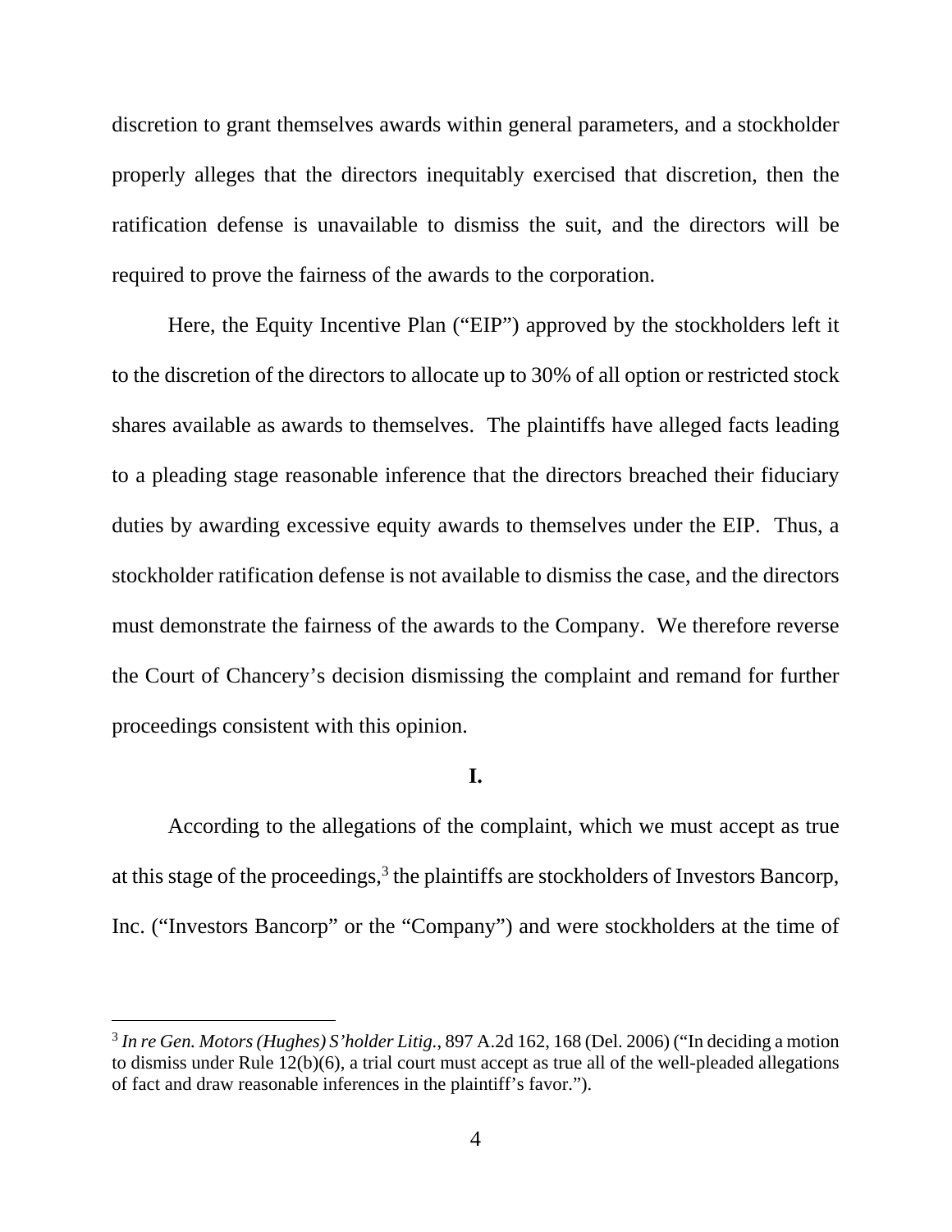discretion to grant themselves awards within general parameters, and a stockholder properly alleges that the directors inequitably exercised that discretion, then the ratification defense is unavailable to dismiss the suit, and the directors will be required to prove the fairness of the awards to the corporation.

Here, the Equity Incentive Plan ("EIP") approved by the stockholders left it to the discretion of the directors to allocate up to 30% of all option or restricted stock shares available as awards to themselves. The plaintiffs have alleged facts leading to a pleading stage reasonable inference that the directors breached their fiduciary duties by awarding excessive equity awards to themselves under the EIP. Thus, a stockholder ratification defense is not available to dismiss the case, and the directors must demonstrate the fairness of the awards to the Company. We therefore reverse the Court of Chancery's decision dismissing the complaint and remand for further proceedings consistent with this opinion.

## I.

According to the allegations of the complaint, which we must accept as true at this stage of the proceedings,[3] the plaintiffs are stockholders of Investors Bancorp, Inc. ("Investors Bancorp" or the "Company") and were stockholders at the time of

---

[3] *In re Gen. Motors (Hughes) S'holder Litig.*, 897 A.2d 162, 168 (Del. 2006) ("In deciding a motion to dismiss under Rule 12(b)(6), a trial court must accept as true all of the well-pleaded allegations of fact and draw reasonable inferences in the plaintiff's favor.").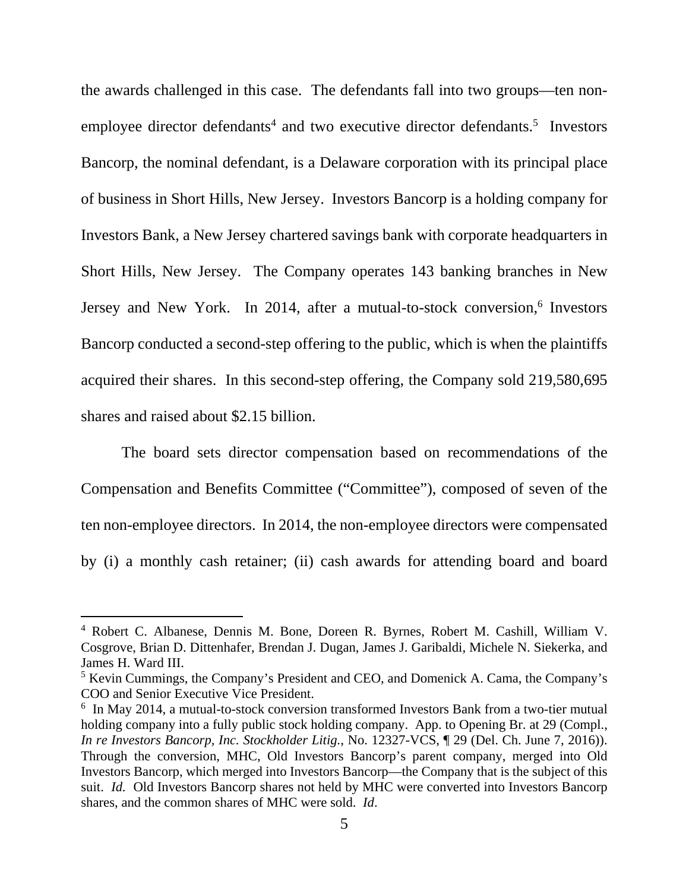the awards challenged in this case. The defendants fall into two groups—ten non-employee director defendants[4] and two executive director defendants.[5] Investors Bancorp, the nominal defendant, is a Delaware corporation with its principal place of business in Short Hills, New Jersey. Investors Bancorp is a holding company for Investors Bank, a New Jersey chartered savings bank with corporate headquarters in Short Hills, New Jersey. The Company operates 143 banking branches in New Jersey and New York. In 2014, after a mutual-to-stock conversion,[6] Investors Bancorp conducted a second-step offering to the public, which is when the plaintiffs acquired their shares. In this second-step offering, the Company sold 219,580,695 shares and raised about $2.15 billion.

The board sets director compensation based on recommendations of the Compensation and Benefits Committee ("Committee"), composed of seven of the ten non-employee directors. In 2014, the non-employee directors were compensated by (i) a monthly cash retainer; (ii) cash awards for attending board and board

---

[4] Robert C. Albanese, Dennis M. Bone, Doreen R. Byrnes, Robert M. Cashill, William V. Cosgrove, Brian D. Dittenhafer, Brendan J. Dugan, James J. Garibaldi, Michele N. Siekerka, and James H. Ward III.

[5] Kevin Cummings, the Company's President and CEO, and Domenick A. Cama, the Company's COO and Senior Executive Vice President.

[6] In May 2014, a mutual-to-stock conversion transformed Investors Bank from a two-tier mutual holding company into a fully public stock holding company. App. to Opening Br. at 29 (Compl., *In re Investors Bancorp, Inc. Stockholder Litig.*, No. 12327-VCS, ¶ 29 (Del. Ch. June 7, 2016)). Through the conversion, MHC, Old Investors Bancorp's parent company, merged into Old Investors Bancorp, which merged into Investors Bancorp—the Company that is the subject of this suit. *Id.* Old Investors Bancorp shares not held by MHC were converted into Investors Bancorp shares, and the common shares of MHC were sold. *Id*.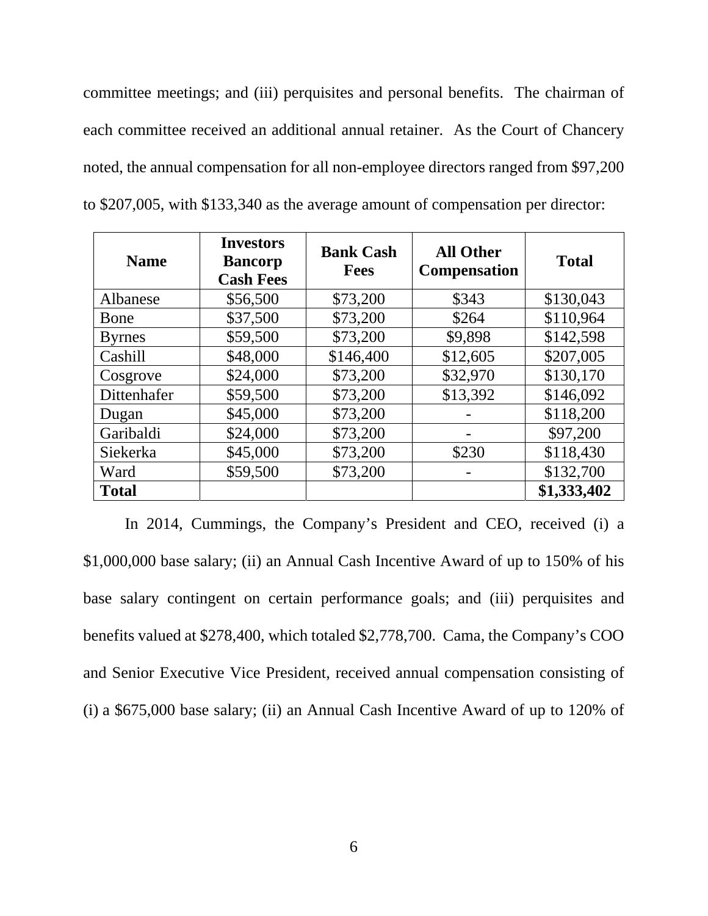committee meetings; and (iii) perquisites and personal benefits. The chairman of each committee received an additional annual retainer. As the Court of Chancery noted, the annual compensation for all non-employee directors ranged from $97,200 to $207,005, with $133,340 as the average amount of compensation per director:

| Name | Investors Bancorp Cash Fees | Bank Cash Fees | All Other Compensation | Total |
|---|---|---|---|---|
| Albanese | $56,500 | $73,200 | $343 | $130,043 |
| Bone | $37,500 | $73,200 | $264 | $110,964 |
| Byrnes | $59,500 | $73,200 | $9,898 | $142,598 |
| Cashill | $48,000 | $146,400 | $12,605 | $207,005 |
| Cosgrove | $24,000 | $73,200 | $32,970 | $130,170 |
| Dittenhafer | $59,500 | $73,200 | $13,392 | $146,092 |
| Dugan | $45,000 | $73,200 | - | $118,200 |
| Garibaldi | $24,000 | $73,200 | - | $97,200 |
| Siekerka | $45,000 | $73,200 | $230 | $118,430 |
| Ward | $59,500 | $73,200 | - | $132,700 |
| **Total** | | | | **$1,333,402** |

In 2014, Cummings, the Company's President and CEO, received (i) a $1,000,000 base salary; (ii) an Annual Cash Incentive Award of up to 150% of his base salary contingent on certain performance goals; and (iii) perquisites and benefits valued at $278,400, which totaled $2,778,700. Cama, the Company's COO and Senior Executive Vice President, received annual compensation consisting of (i) a $675,000 base salary; (ii) an Annual Cash Incentive Award of up to 120% of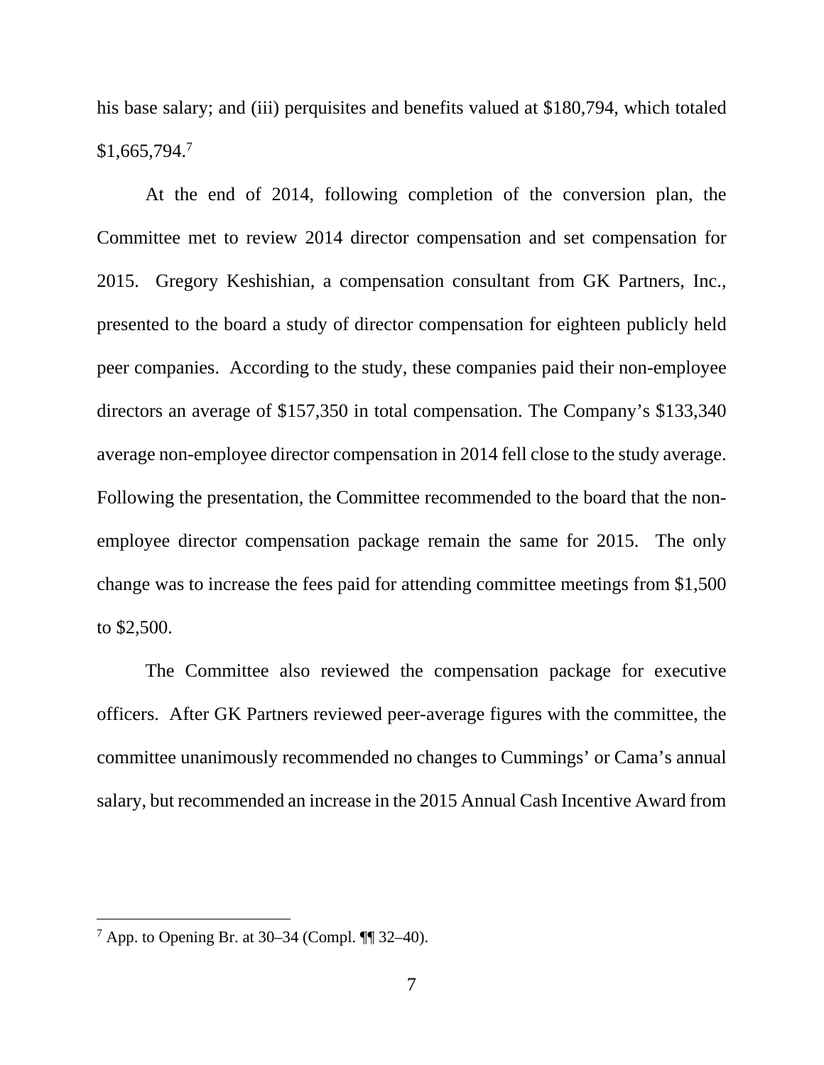his base salary; and (iii) perquisites and benefits valued at $180,794, which totaled $1,665,794.[7]

At the end of 2014, following completion of the conversion plan, the Committee met to review 2014 director compensation and set compensation for 2015. Gregory Keshishian, a compensation consultant from GK Partners, Inc., presented to the board a study of director compensation for eighteen publicly held peer companies. According to the study, these companies paid their non-employee directors an average of $157,350 in total compensation. The Company's $133,340 average non-employee director compensation in 2014 fell close to the study average. Following the presentation, the Committee recommended to the board that the non-employee director compensation package remain the same for 2015. The only change was to increase the fees paid for attending committee meetings from $1,500 to $2,500.

The Committee also reviewed the compensation package for executive officers. After GK Partners reviewed peer-average figures with the committee, the committee unanimously recommended no changes to Cummings' or Cama's annual salary, but recommended an increase in the 2015 Annual Cash Incentive Award from

---

[7] App. to Opening Br. at 30–34 (Compl. ¶¶ 32–40).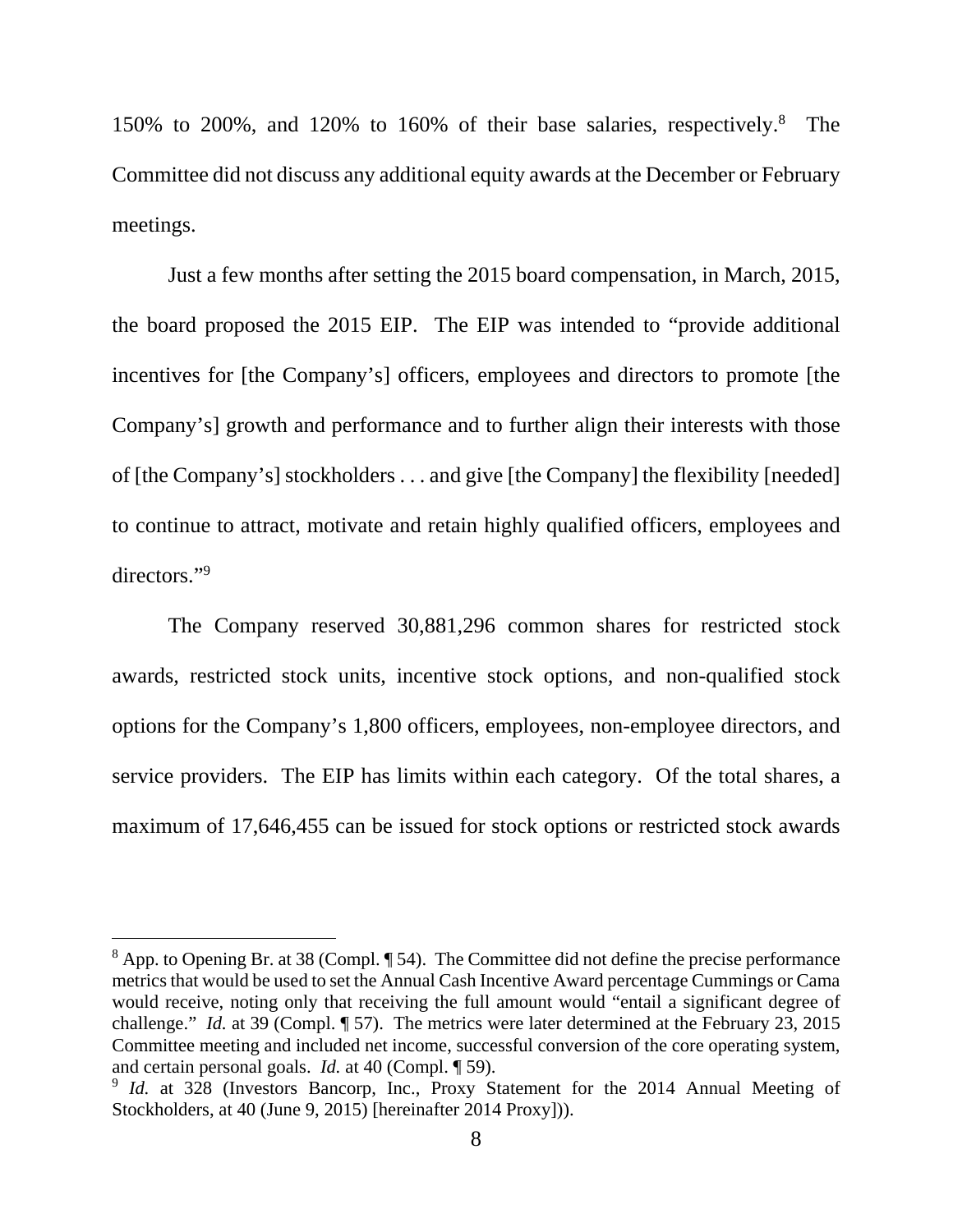150% to 200%, and 120% to 160% of their base salaries, respectively.[8] The Committee did not discuss any additional equity awards at the December or February meetings.

Just a few months after setting the 2015 board compensation, in March, 2015, the board proposed the 2015 EIP. The EIP was intended to "provide additional incentives for [the Company's] officers, employees and directors to promote [the Company's] growth and performance and to further align their interests with those of [the Company's] stockholders . . . and give [the Company] the flexibility [needed] to continue to attract, motivate and retain highly qualified officers, employees and directors."[9]

The Company reserved 30,881,296 common shares for restricted stock awards, restricted stock units, incentive stock options, and non-qualified stock options for the Company's 1,800 officers, employees, non-employee directors, and service providers. The EIP has limits within each category. Of the total shares, a maximum of 17,646,455 can be issued for stock options or restricted stock awards

---

[8] App. to Opening Br. at 38 (Compl. ¶ 54). The Committee did not define the precise performance metrics that would be used to set the Annual Cash Incentive Award percentage Cummings or Cama would receive, noting only that receiving the full amount would "entail a significant degree of challenge." *Id.* at 39 (Compl. ¶ 57). The metrics were later determined at the February 23, 2015 Committee meeting and included net income, successful conversion of the core operating system, and certain personal goals. *Id.* at 40 (Compl. ¶ 59).

[9] *Id.* at 328 (Investors Bancorp, Inc., Proxy Statement for the 2014 Annual Meeting of Stockholders, at 40 (June 9, 2015) [hereinafter 2014 Proxy])).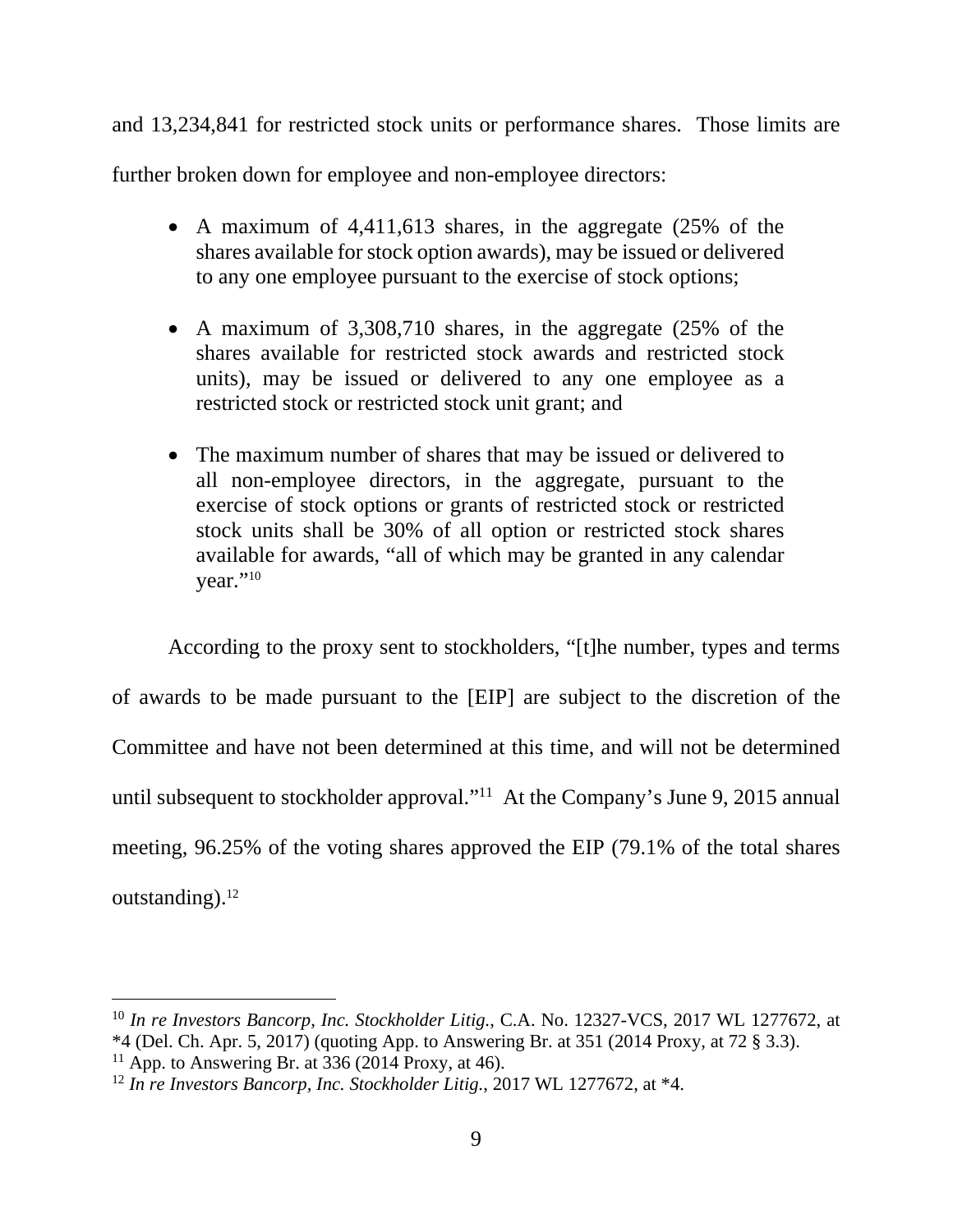and 13,234,841 for restricted stock units or performance shares. Those limits are further broken down for employee and non-employee directors:

- A maximum of 4,411,613 shares, in the aggregate (25% of the shares available for stock option awards), may be issued or delivered to any one employee pursuant to the exercise of stock options;

- A maximum of 3,308,710 shares, in the aggregate (25% of the shares available for restricted stock awards and restricted stock units), may be issued or delivered to any one employee as a restricted stock or restricted stock unit grant; and

- The maximum number of shares that may be issued or delivered to all non-employee directors, in the aggregate, pursuant to the exercise of stock options or grants of restricted stock or restricted stock units shall be 30% of all option or restricted stock shares available for awards, "all of which may be granted in any calendar year."[10]

According to the proxy sent to stockholders, "[t]he number, types and terms of awards to be made pursuant to the [EIP] are subject to the discretion of the Committee and have not been determined at this time, and will not be determined until subsequent to stockholder approval."[11] At the Company's June 9, 2015 annual meeting, 96.25% of the voting shares approved the EIP (79.1% of the total shares outstanding).[12]

---

[10] *In re Investors Bancorp, Inc. Stockholder Litig.*, C.A. No. 12327-VCS, 2017 WL 1277672, at *4 (Del. Ch. Apr. 5, 2017) (quoting App. to Answering Br. at 351 (2014 Proxy, at 72 § 3.3).

[11] App. to Answering Br. at 336 (2014 Proxy, at 46).

[12] *In re Investors Bancorp, Inc. Stockholder Litig.*, 2017 WL 1277672, at *4.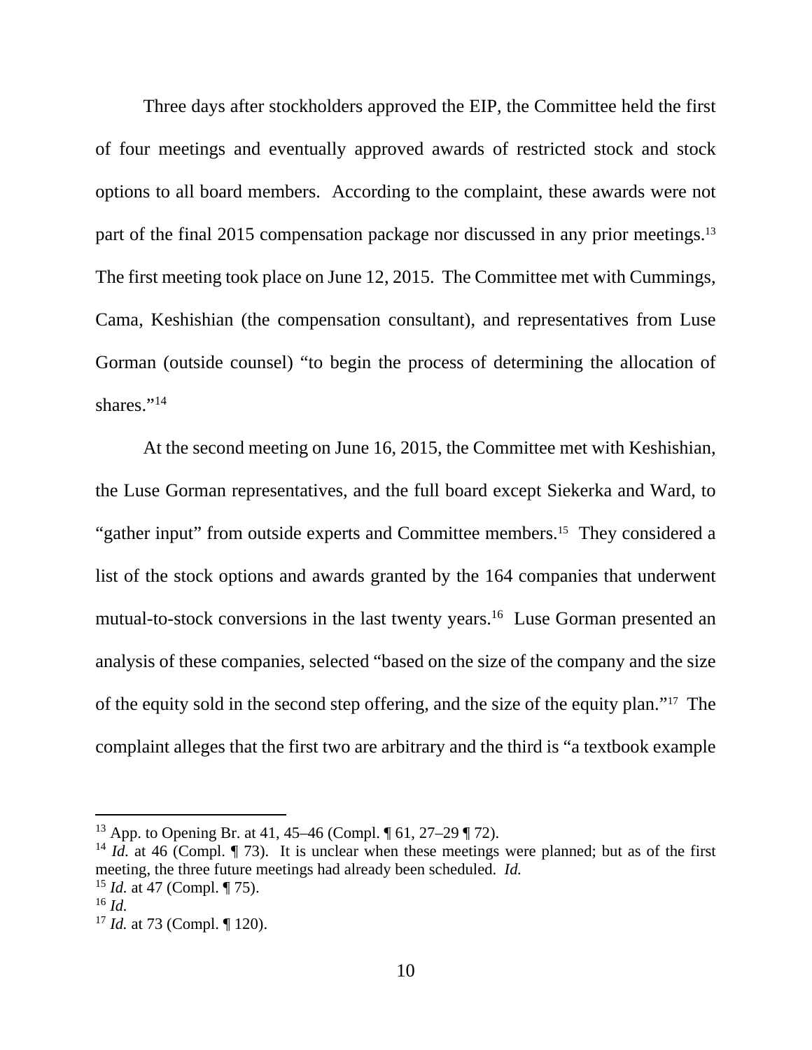Three days after stockholders approved the EIP, the Committee held the first of four meetings and eventually approved awards of restricted stock and stock options to all board members. According to the complaint, these awards were not part of the final 2015 compensation package nor discussed in any prior meetings.[13] The first meeting took place on June 12, 2015. The Committee met with Cummings, Cama, Keshishian (the compensation consultant), and representatives from Luse Gorman (outside counsel) "to begin the process of determining the allocation of shares."[14]

At the second meeting on June 16, 2015, the Committee met with Keshishian, the Luse Gorman representatives, and the full board except Siekerka and Ward, to "gather input" from outside experts and Committee members.[15] They considered a list of the stock options and awards granted by the 164 companies that underwent mutual-to-stock conversions in the last twenty years.[16] Luse Gorman presented an analysis of these companies, selected "based on the size of the company and the size of the equity sold in the second step offering, and the size of the equity plan."[17] The complaint alleges that the first two are arbitrary and the third is "a textbook example

---

[13] App. to Opening Br. at 41, 45–46 (Compl. ¶ 61, 27–29 ¶ 72).

[14] *Id.* at 46 (Compl. ¶ 73). It is unclear when these meetings were planned; but as of the first meeting, the three future meetings had already been scheduled. *Id.*

[15] *Id.* at 47 (Compl. ¶ 75).

[16] *Id.*

[17] *Id.* at 73 (Compl. ¶ 120).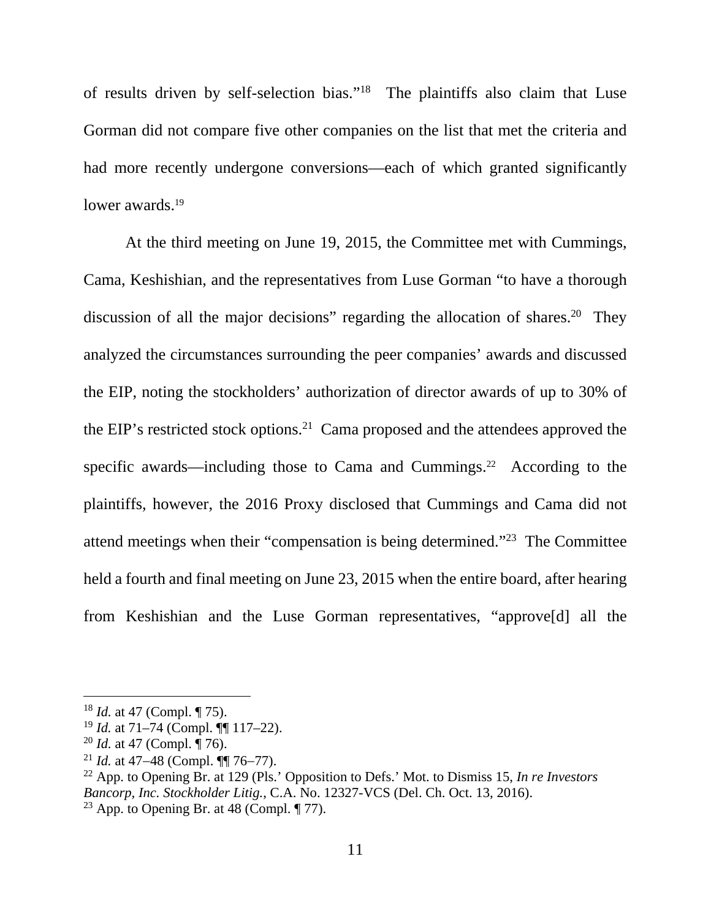of results driven by self-selection bias."[18] The plaintiffs also claim that Luse Gorman did not compare five other companies on the list that met the criteria and had more recently undergone conversions—each of which granted significantly lower awards.[19]

At the third meeting on June 19, 2015, the Committee met with Cummings, Cama, Keshishian, and the representatives from Luse Gorman "to have a thorough discussion of all the major decisions" regarding the allocation of shares.[20] They analyzed the circumstances surrounding the peer companies' awards and discussed the EIP, noting the stockholders' authorization of director awards of up to 30% of the EIP's restricted stock options.[21] Cama proposed and the attendees approved the specific awards—including those to Cama and Cummings.[22] According to the plaintiffs, however, the 2016 Proxy disclosed that Cummings and Cama did not attend meetings when their "compensation is being determined."[23] The Committee held a fourth and final meeting on June 23, 2015 when the entire board, after hearing from Keshishian and the Luse Gorman representatives, "approve[d] all the

---

[18] *Id.* at 47 (Compl. ¶ 75).

[19] *Id.* at 71–74 (Compl. ¶¶ 117–22).

[20] *Id.* at 47 (Compl. ¶ 76).

[21] *Id.* at 47–48 (Compl. ¶¶ 76–77).

[22] App. to Opening Br. at 129 (Pls.' Opposition to Defs.' Mot. to Dismiss 15, *In re Investors Bancorp, Inc. Stockholder Litig.*, C.A. No. 12327-VCS (Del. Ch. Oct. 13, 2016).

[23] App. to Opening Br. at 48 (Compl. ¶ 77).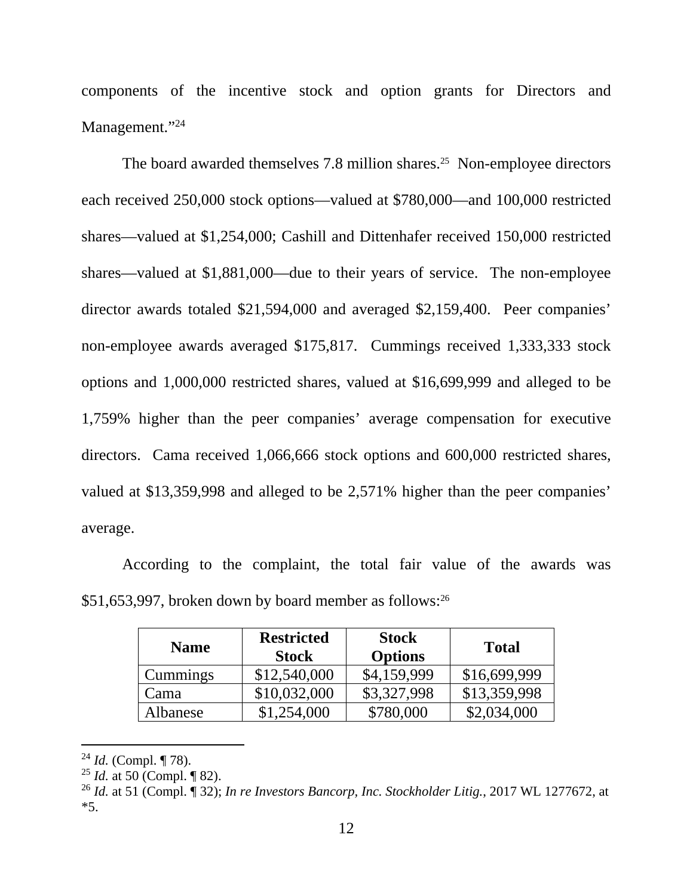components of the incentive stock and option grants for Directors and Management."[24]

The board awarded themselves 7.8 million shares.[25] Non-employee directors each received 250,000 stock options—valued at $780,000—and 100,000 restricted shares—valued at $1,254,000; Cashill and Dittenhafer received 150,000 restricted shares—valued at $1,881,000—due to their years of service. The non-employee director awards totaled $21,594,000 and averaged $2,159,400. Peer companies' non-employee awards averaged $175,817. Cummings received 1,333,333 stock options and 1,000,000 restricted shares, valued at $16,699,999 and alleged to be 1,759% higher than the peer companies' average compensation for executive directors. Cama received 1,066,666 stock options and 600,000 restricted shares, valued at $13,359,998 and alleged to be 2,571% higher than the peer companies' average.

According to the complaint, the total fair value of the awards was $51,653,997, broken down by board member as follows:[26]

| Name | Restricted Stock | Stock Options | Total |
|---|---|---|---|
| Cummings | $12,540,000 | $4,159,999 | $16,699,999 |
| Cama | $10,032,000 | $3,327,998 | $13,359,998 |
| Albanese | $1,254,000 | $780,000 | $2,034,000 |

[24] *Id.* (Compl. ¶ 78).

[25] *Id.* at 50 (Compl. ¶ 82).

[26] *Id.* at 51 (Compl. ¶ 32); *In re Investors Bancorp, Inc. Stockholder Litig.*, 2017 WL 1277672, at *5.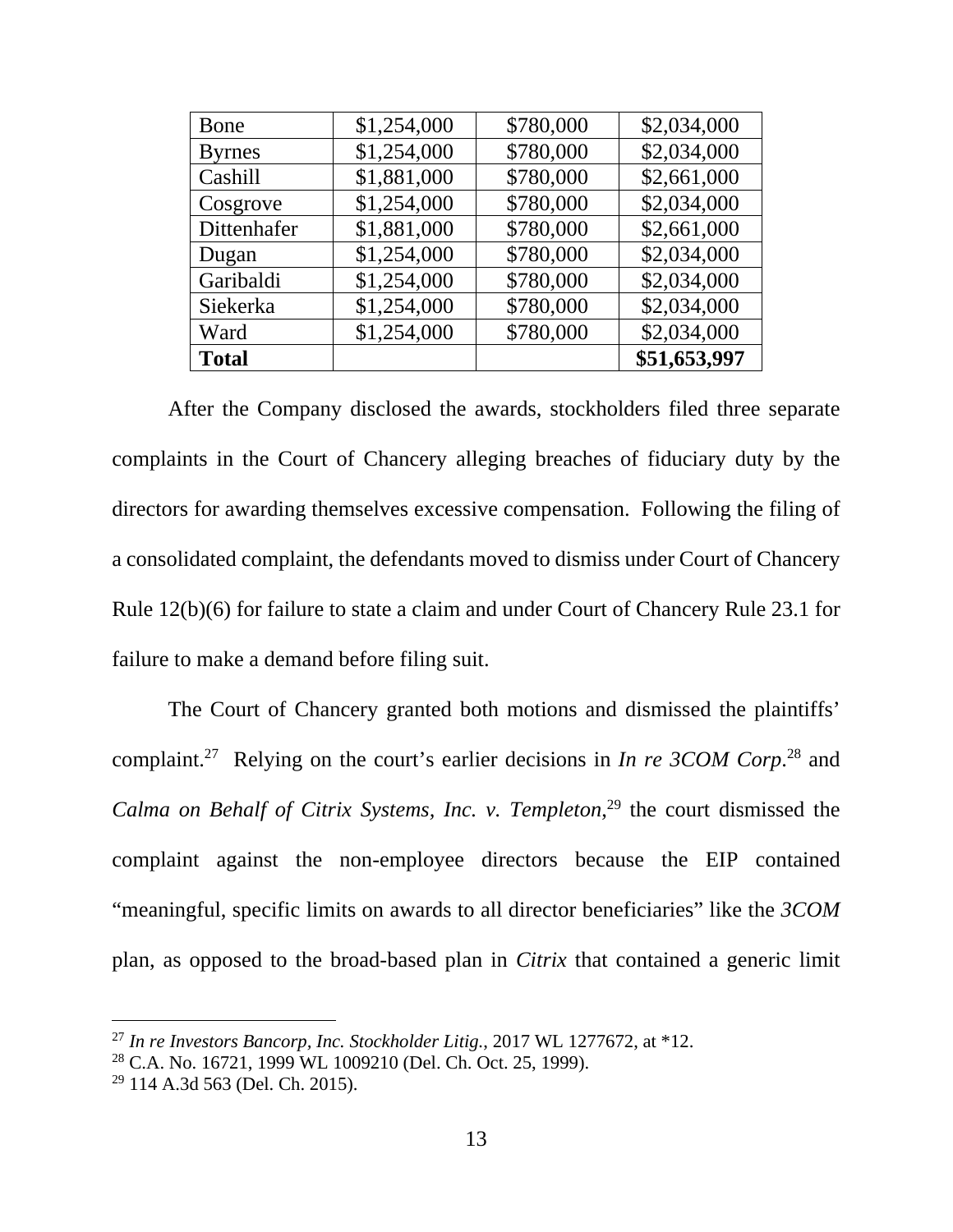| Bone | $1,254,000 | $780,000 | $2,034,000 |
|---|---|---|---|
| Byrnes | $1,254,000 | $780,000 | $2,034,000 |
| Cashill | $1,881,000 | $780,000 | $2,661,000 |
| Cosgrove | $1,254,000 | $780,000 | $2,034,000 |
| Dittenhafer | $1,881,000 | $780,000 | $2,661,000 |
| Dugan | $1,254,000 | $780,000 | $2,034,000 |
| Garibaldi | $1,254,000 | $780,000 | $2,034,000 |
| Siekerka | $1,254,000 | $780,000 | $2,034,000 |
| Ward | $1,254,000 | $780,000 | $2,034,000 |
| **Total** | | | **$51,653,997** |

After the Company disclosed the awards, stockholders filed three separate complaints in the Court of Chancery alleging breaches of fiduciary duty by the directors for awarding themselves excessive compensation. Following the filing of a consolidated complaint, the defendants moved to dismiss under Court of Chancery Rule 12(b)(6) for failure to state a claim and under Court of Chancery Rule 23.1 for failure to make a demand before filing suit.

The Court of Chancery granted both motions and dismissed the plaintiffs' complaint.[27] Relying on the court's earlier decisions in *In re 3COM Corp.*[28] and *Calma on Behalf of Citrix Systems, Inc. v. Templeton*,[29] the court dismissed the complaint against the non-employee directors because the EIP contained "meaningful, specific limits on awards to all director beneficiaries" like the *3COM* plan, as opposed to the broad-based plan in *Citrix* that contained a generic limit

---

[27] *In re Investors Bancorp, Inc. Stockholder Litig.*, 2017 WL 1277672, at *12.

[28] C.A. No. 16721, 1999 WL 1009210 (Del. Ch. Oct. 25, 1999).

[29] 114 A.3d 563 (Del. Ch. 2015).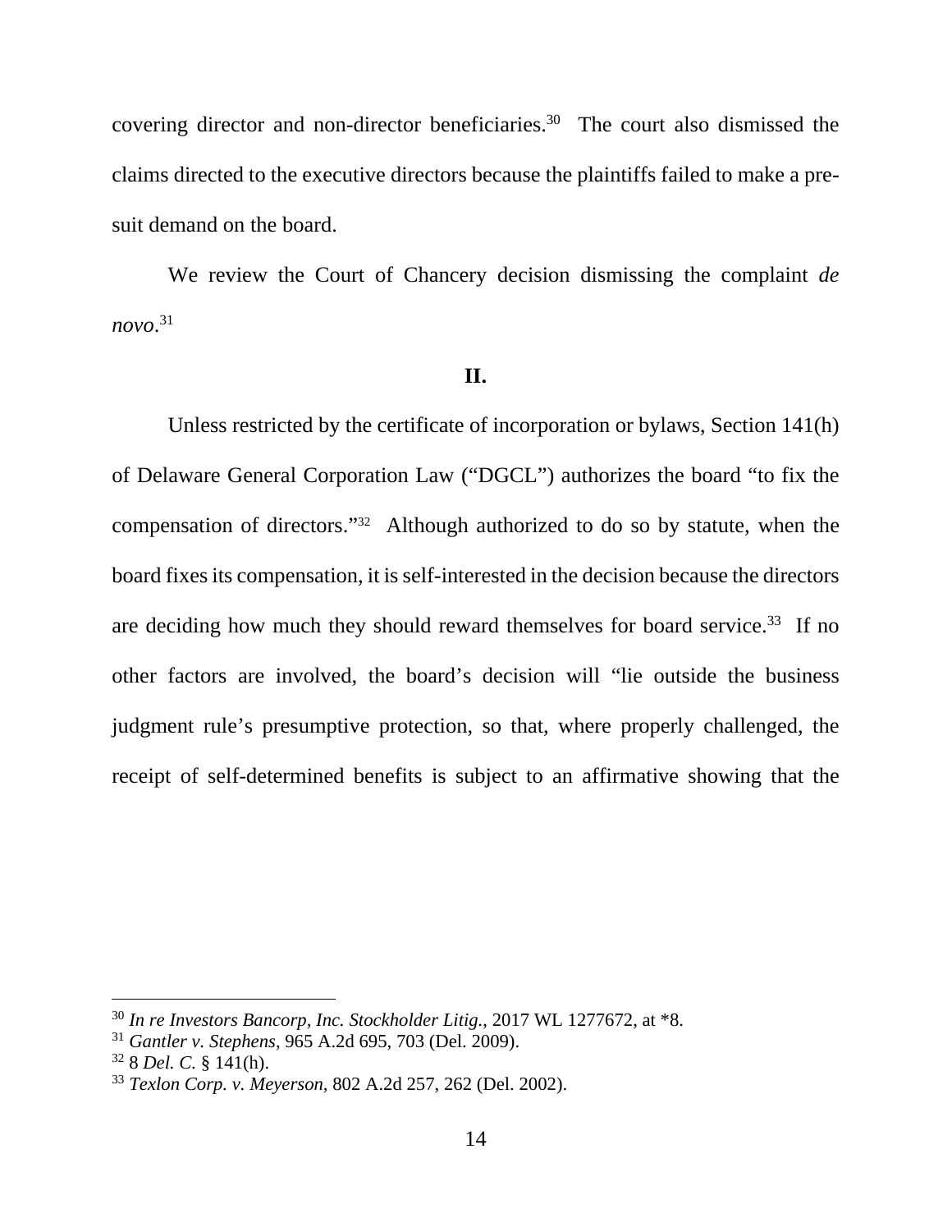covering director and non-director beneficiaries.[30] The court also dismissed the claims directed to the executive directors because the plaintiffs failed to make a pre-suit demand on the board.

We review the Court of Chancery decision dismissing the complaint *de novo*.[31]

**II.**

Unless restricted by the certificate of incorporation or bylaws, Section 141(h) of Delaware General Corporation Law ("DGCL") authorizes the board "to fix the compensation of directors."[32] Although authorized to do so by statute, when the board fixes its compensation, it is self-interested in the decision because the directors are deciding how much they should reward themselves for board service.[33] If no other factors are involved, the board's decision will "lie outside the business judgment rule's presumptive protection, so that, where properly challenged, the receipt of self-determined benefits is subject to an affirmative showing that the

---

[30] *In re Investors Bancorp, Inc. Stockholder Litig.*, 2017 WL 1277672, at *8.

[31] *Gantler v. Stephens*, 965 A.2d 695, 703 (Del. 2009).

[32] 8 *Del. C.* § 141(h).

[33] *Texlon Corp. v. Meyerson*, 802 A.2d 257, 262 (Del. 2002).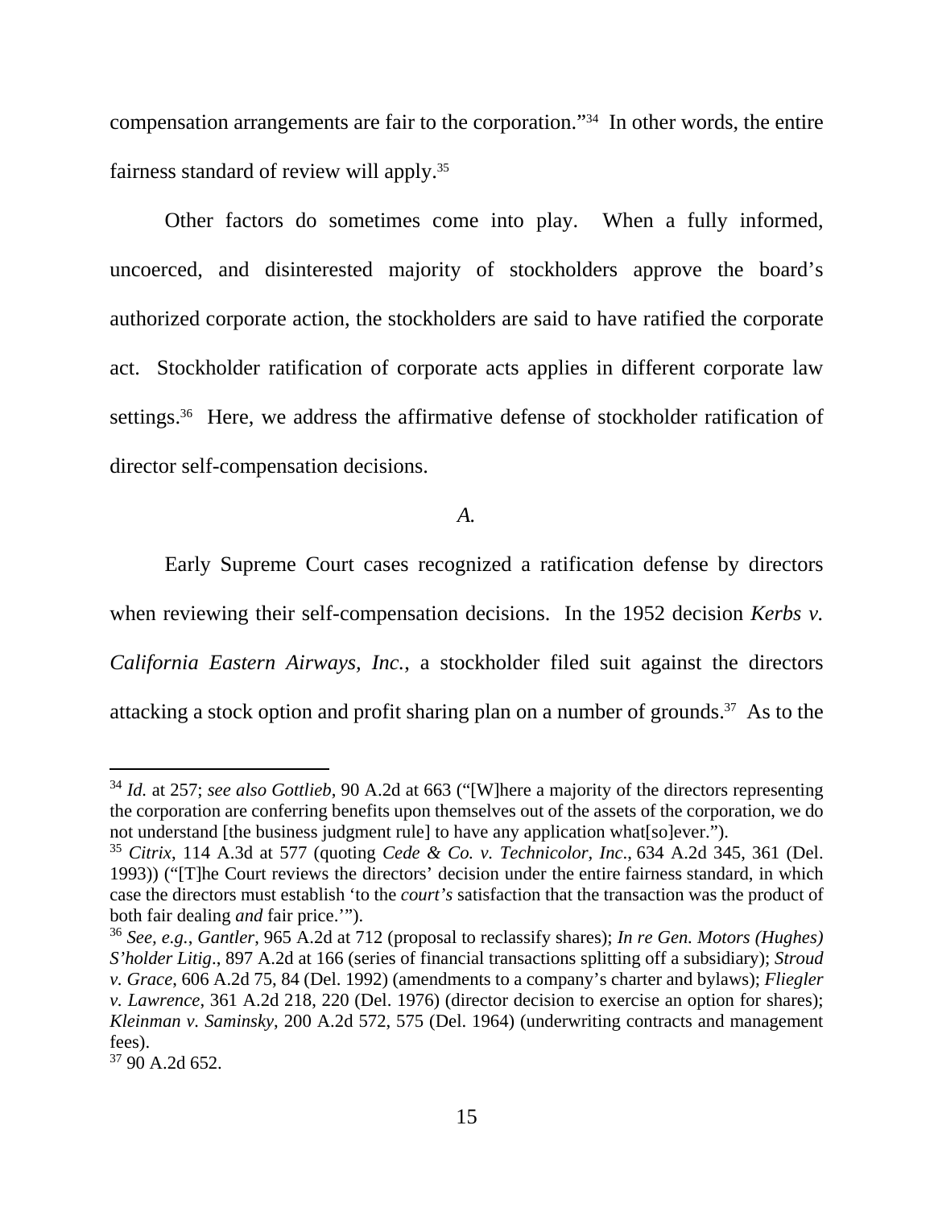compensation arrangements are fair to the corporation."[34] In other words, the entire fairness standard of review will apply.[35]

Other factors do sometimes come into play. When a fully informed, uncoerced, and disinterested majority of stockholders approve the board's authorized corporate action, the stockholders are said to have ratified the corporate act. Stockholder ratification of corporate acts applies in different corporate law settings.[36] Here, we address the affirmative defense of stockholder ratification of director self-compensation decisions.

*A.*

Early Supreme Court cases recognized a ratification defense by directors when reviewing their self-compensation decisions. In the 1952 decision *Kerbs v. California Eastern Airways, Inc.*, a stockholder filed suit against the directors attacking a stock option and profit sharing plan on a number of grounds.[37] As to the

---

[34] *Id.* at 257; *see also Gottlieb*, 90 A.2d at 663 ("[W]here a majority of the directors representing the corporation are conferring benefits upon themselves out of the assets of the corporation, we do not understand [the business judgment rule] to have any application what[so]ever.").

[35] *Citrix*, 114 A.3d at 577 (quoting *Cede & Co. v. Technicolor, Inc*., 634 A.2d 345, 361 (Del. 1993)) ("[T]he Court reviews the directors' decision under the entire fairness standard, in which case the directors must establish 'to the *court's* satisfaction that the transaction was the product of both fair dealing *and* fair price.'").

[36] *See, e.g.*, *Gantler*, 965 A.2d at 712 (proposal to reclassify shares); *In re Gen. Motors (Hughes) S'holder Litig*., 897 A.2d at 166 (series of financial transactions splitting off a subsidiary); *Stroud v. Grace*, 606 A.2d 75, 84 (Del. 1992) (amendments to a company's charter and bylaws); *Fliegler v. Lawrence*, 361 A.2d 218, 220 (Del. 1976) (director decision to exercise an option for shares); *Kleinman v. Saminsky*, 200 A.2d 572, 575 (Del. 1964) (underwriting contracts and management fees).

[37] 90 A.2d 652.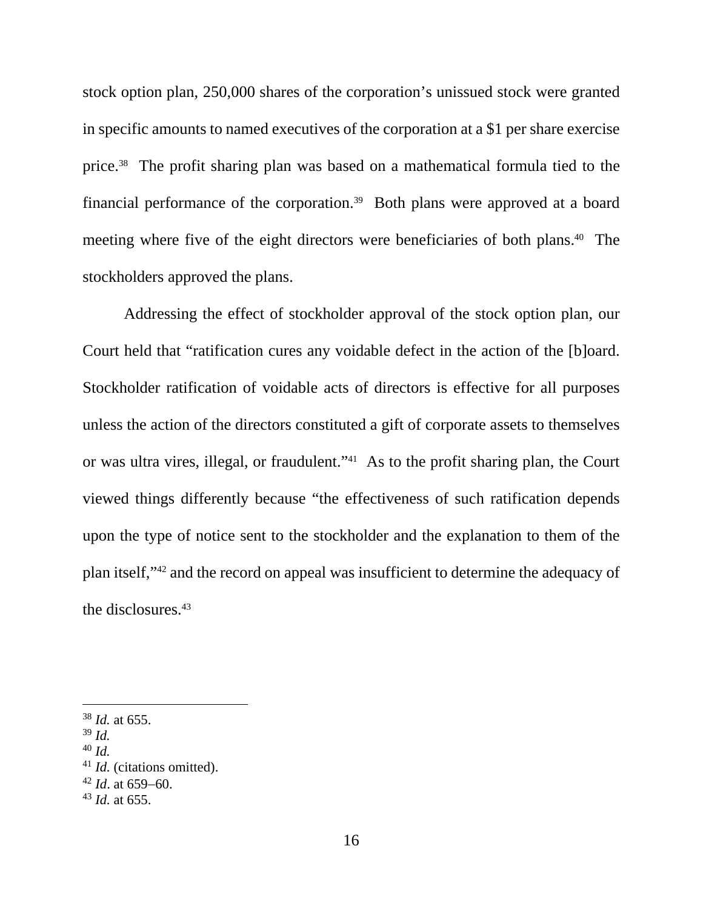stock option plan, 250,000 shares of the corporation's unissued stock were granted in specific amounts to named executives of the corporation at a $1 per share exercise price.[38] The profit sharing plan was based on a mathematical formula tied to the financial performance of the corporation.[39] Both plans were approved at a board meeting where five of the eight directors were beneficiaries of both plans.[40] The stockholders approved the plans.

Addressing the effect of stockholder approval of the stock option plan, our Court held that "ratification cures any voidable defect in the action of the [b]oard. Stockholder ratification of voidable acts of directors is effective for all purposes unless the action of the directors constituted a gift of corporate assets to themselves or was ultra vires, illegal, or fraudulent."[41] As to the profit sharing plan, the Court viewed things differently because "the effectiveness of such ratification depends upon the type of notice sent to the stockholder and the explanation to them of the plan itself,"[42] and the record on appeal was insufficient to determine the adequacy of the disclosures.[43]

---

[38] *Id.* at 655.
[39] *Id.*
[40] *Id.*
[41] *Id.* (citations omitted).
[42] *Id*. at 659−60.
[43] *Id.* at 655.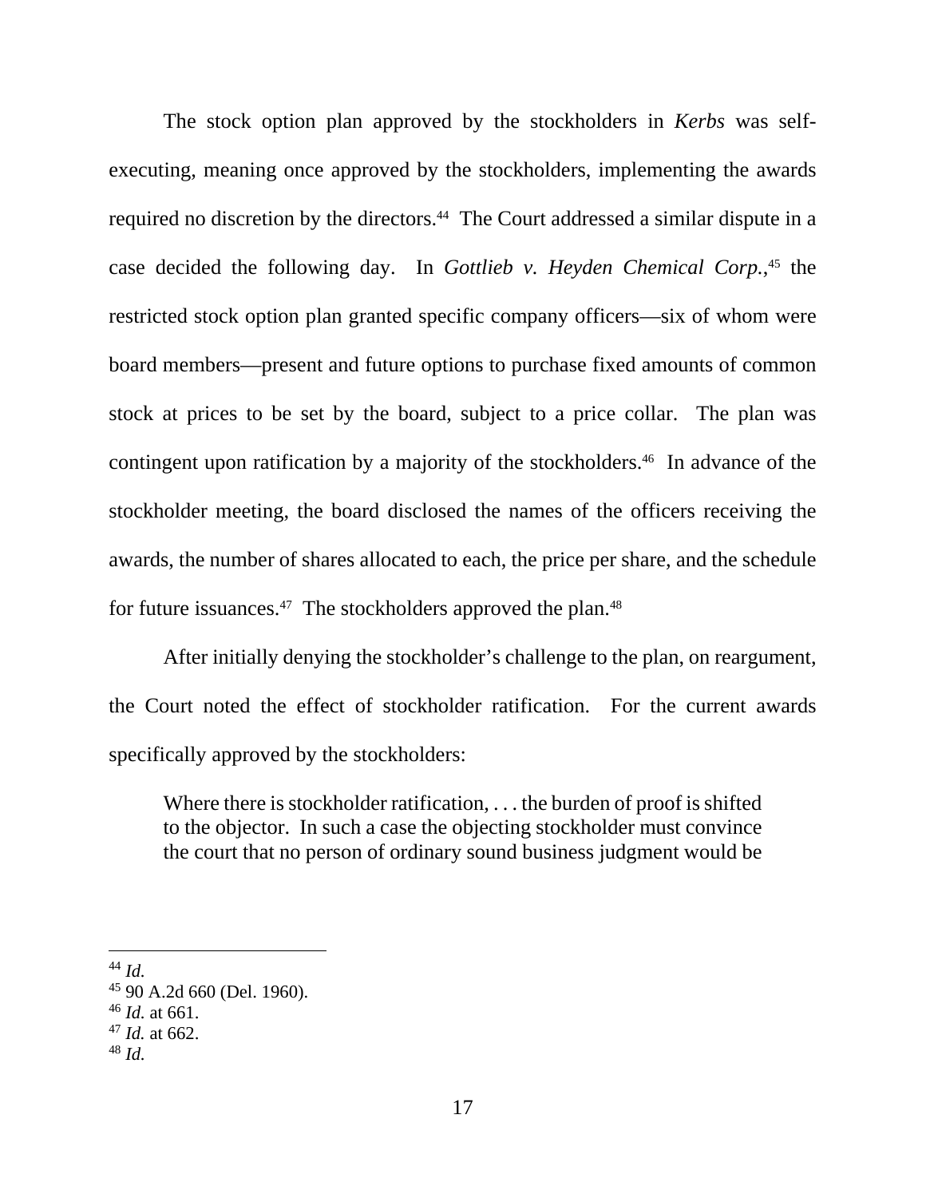The stock option plan approved by the stockholders in *Kerbs* was self-executing, meaning once approved by the stockholders, implementing the awards required no discretion by the directors.[44] The Court addressed a similar dispute in a case decided the following day. In *Gottlieb v. Heyden Chemical Corp.*,[45] the restricted stock option plan granted specific company officers—six of whom were board members—present and future options to purchase fixed amounts of common stock at prices to be set by the board, subject to a price collar. The plan was contingent upon ratification by a majority of the stockholders.[46] In advance of the stockholder meeting, the board disclosed the names of the officers receiving the awards, the number of shares allocated to each, the price per share, and the schedule for future issuances.[47] The stockholders approved the plan.[48]

After initially denying the stockholder's challenge to the plan, on reargument, the Court noted the effect of stockholder ratification. For the current awards specifically approved by the stockholders:

> Where there is stockholder ratification, . . . the burden of proof is shifted to the objector. In such a case the objecting stockholder must convince the court that no person of ordinary sound business judgment would be

---

[44] *Id.*
[45] 90 A.2d 660 (Del. 1960).
[46] *Id.* at 661.
[47] *Id.* at 662.
[48] *Id.*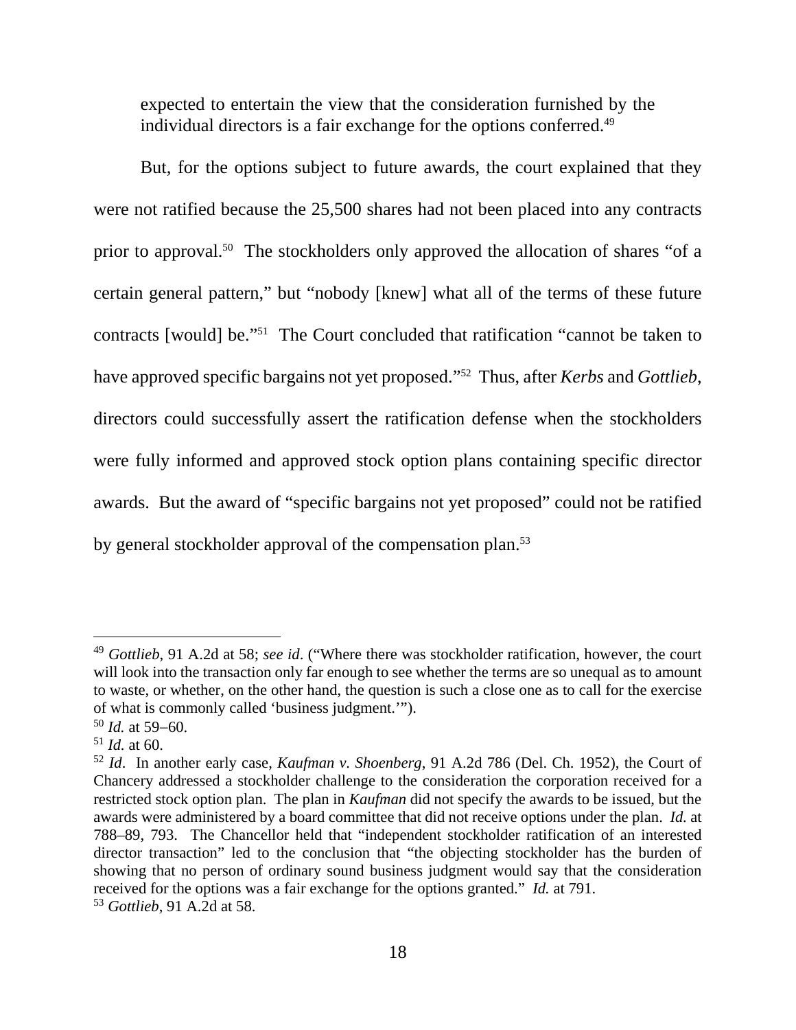expected to entertain the view that the consideration furnished by the individual directors is a fair exchange for the options conferred.[49]

But, for the options subject to future awards, the court explained that they were not ratified because the 25,500 shares had not been placed into any contracts prior to approval.[50] The stockholders only approved the allocation of shares "of a certain general pattern," but "nobody [knew] what all of the terms of these future contracts [would] be."[51] The Court concluded that ratification "cannot be taken to have approved specific bargains not yet proposed."[52] Thus, after *Kerbs* and *Gottlieb*, directors could successfully assert the ratification defense when the stockholders were fully informed and approved stock option plans containing specific director awards. But the award of "specific bargains not yet proposed" could not be ratified by general stockholder approval of the compensation plan.[53]

---

[49] *Gottlieb*, 91 A.2d at 58; *see id*. ("Where there was stockholder ratification, however, the court will look into the transaction only far enough to see whether the terms are so unequal as to amount to waste, or whether, on the other hand, the question is such a close one as to call for the exercise of what is commonly called 'business judgment.'").

[50] *Id.* at 59–60.

[51] *Id.* at 60.

[52] *Id*. In another early case, *Kaufman v. Shoenberg*, 91 A.2d 786 (Del. Ch. 1952), the Court of Chancery addressed a stockholder challenge to the consideration the corporation received for a restricted stock option plan. The plan in *Kaufman* did not specify the awards to be issued, but the awards were administered by a board committee that did not receive options under the plan. *Id.* at 788–89, 793. The Chancellor held that "independent stockholder ratification of an interested director transaction" led to the conclusion that "the objecting stockholder has the burden of showing that no person of ordinary sound business judgment would say that the consideration received for the options was a fair exchange for the options granted." *Id.* at 791.

[53] *Gottlieb*, 91 A.2d at 58.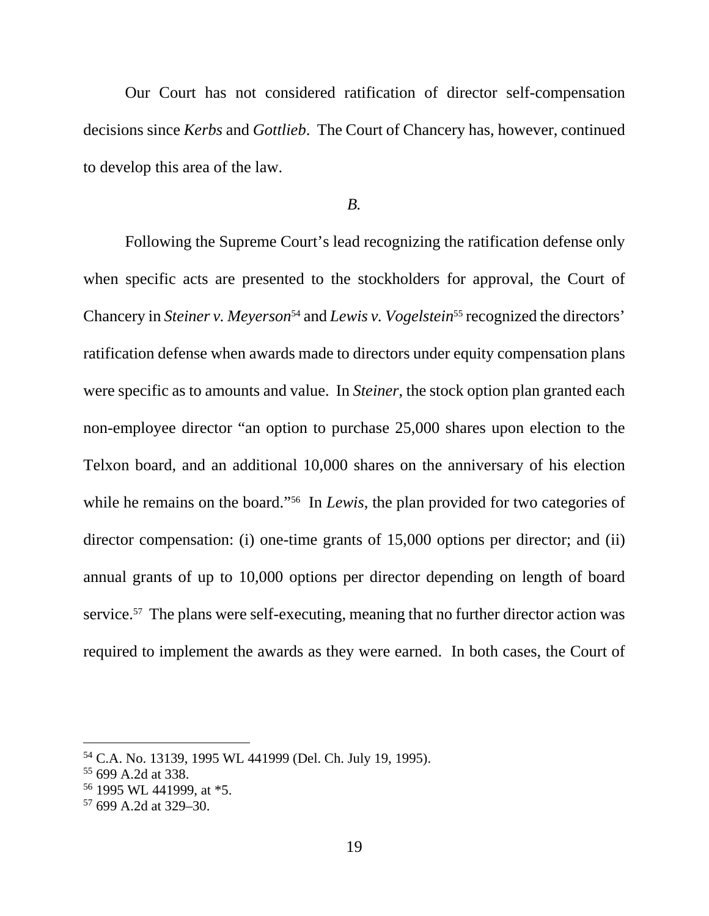Our Court has not considered ratification of director self-compensation decisions since *Kerbs* and *Gottlieb*. The Court of Chancery has, however, continued to develop this area of the law.

*B.*

Following the Supreme Court's lead recognizing the ratification defense only when specific acts are presented to the stockholders for approval, the Court of Chancery in *Steiner v. Meyerson*[54] and *Lewis v. Vogelstein*[55] recognized the directors' ratification defense when awards made to directors under equity compensation plans were specific as to amounts and value. In *Steiner*, the stock option plan granted each non-employee director "an option to purchase 25,000 shares upon election to the Telxon board, and an additional 10,000 shares on the anniversary of his election while he remains on the board."[56] In *Lewis*, the plan provided for two categories of director compensation: (i) one-time grants of 15,000 options per director; and (ii) annual grants of up to 10,000 options per director depending on length of board service.[57] The plans were self-executing, meaning that no further director action was required to implement the awards as they were earned. In both cases, the Court of

---

[54] C.A. No. 13139, 1995 WL 441999 (Del. Ch. July 19, 1995).

[55] 699 A.2d at 338.

[56] 1995 WL 441999, at *5.

[57] 699 A.2d at 329–30.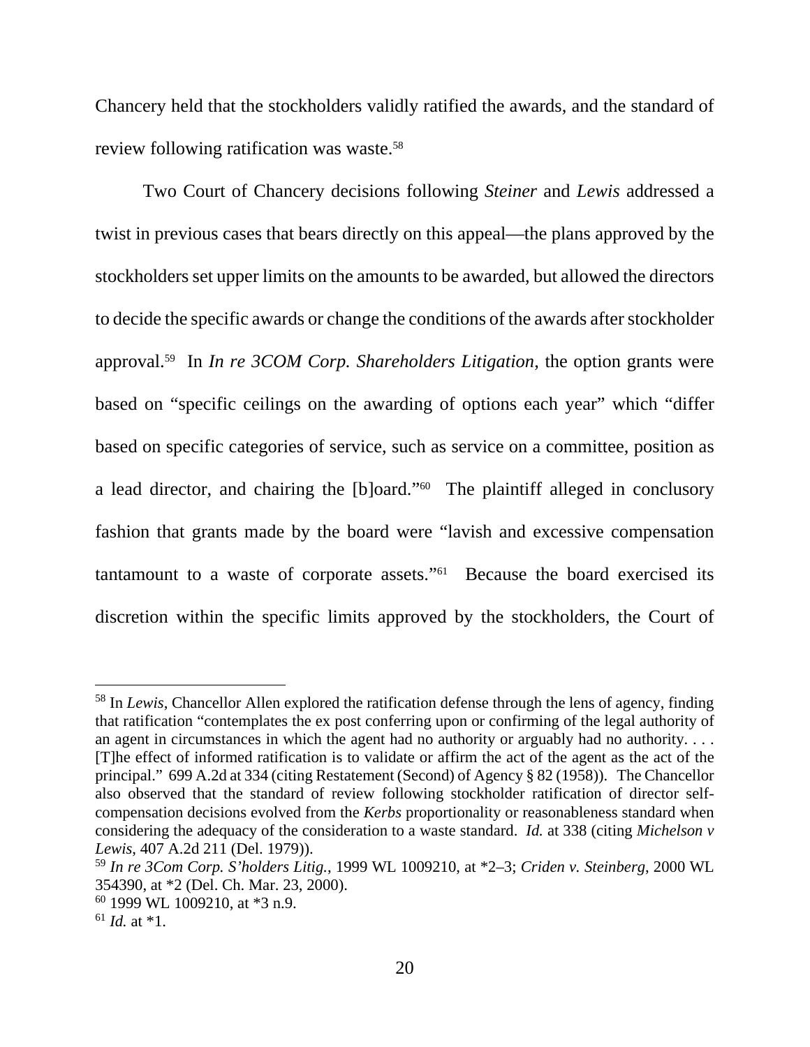Chancery held that the stockholders validly ratified the awards, and the standard of review following ratification was waste.[58]

Two Court of Chancery decisions following *Steiner* and *Lewis* addressed a twist in previous cases that bears directly on this appeal—the plans approved by the stockholders set upper limits on the amounts to be awarded, but allowed the directors to decide the specific awards or change the conditions of the awards after stockholder approval.[59] In *In re 3COM Corp. Shareholders Litigation*, the option grants were based on "specific ceilings on the awarding of options each year" which "differ based on specific categories of service, such as service on a committee, position as a lead director, and chairing the [b]oard."[60] The plaintiff alleged in conclusory fashion that grants made by the board were "lavish and excessive compensation tantamount to a waste of corporate assets."[61] Because the board exercised its discretion within the specific limits approved by the stockholders, the Court of

---

[58] In *Lewis*, Chancellor Allen explored the ratification defense through the lens of agency, finding that ratification "contemplates the ex post conferring upon or confirming of the legal authority of an agent in circumstances in which the agent had no authority or arguably had no authority. . . . [T]he effect of informed ratification is to validate or affirm the act of the agent as the act of the principal." 699 A.2d at 334 (citing Restatement (Second) of Agency § 82 (1958)). The Chancellor also observed that the standard of review following stockholder ratification of director self-compensation decisions evolved from the *Kerbs* proportionality or reasonableness standard when considering the adequacy of the consideration to a waste standard. *Id.* at 338 (citing *Michelson v Lewis*, 407 A.2d 211 (Del. 1979)).

[59] *In re 3Com Corp. S'holders Litig.*, 1999 WL 1009210, at *2–3; *Criden v. Steinberg*, 2000 WL 354390, at *2 (Del. Ch. Mar. 23, 2000).

[60] 1999 WL 1009210, at *3 n.9.

[61] *Id.* at *1.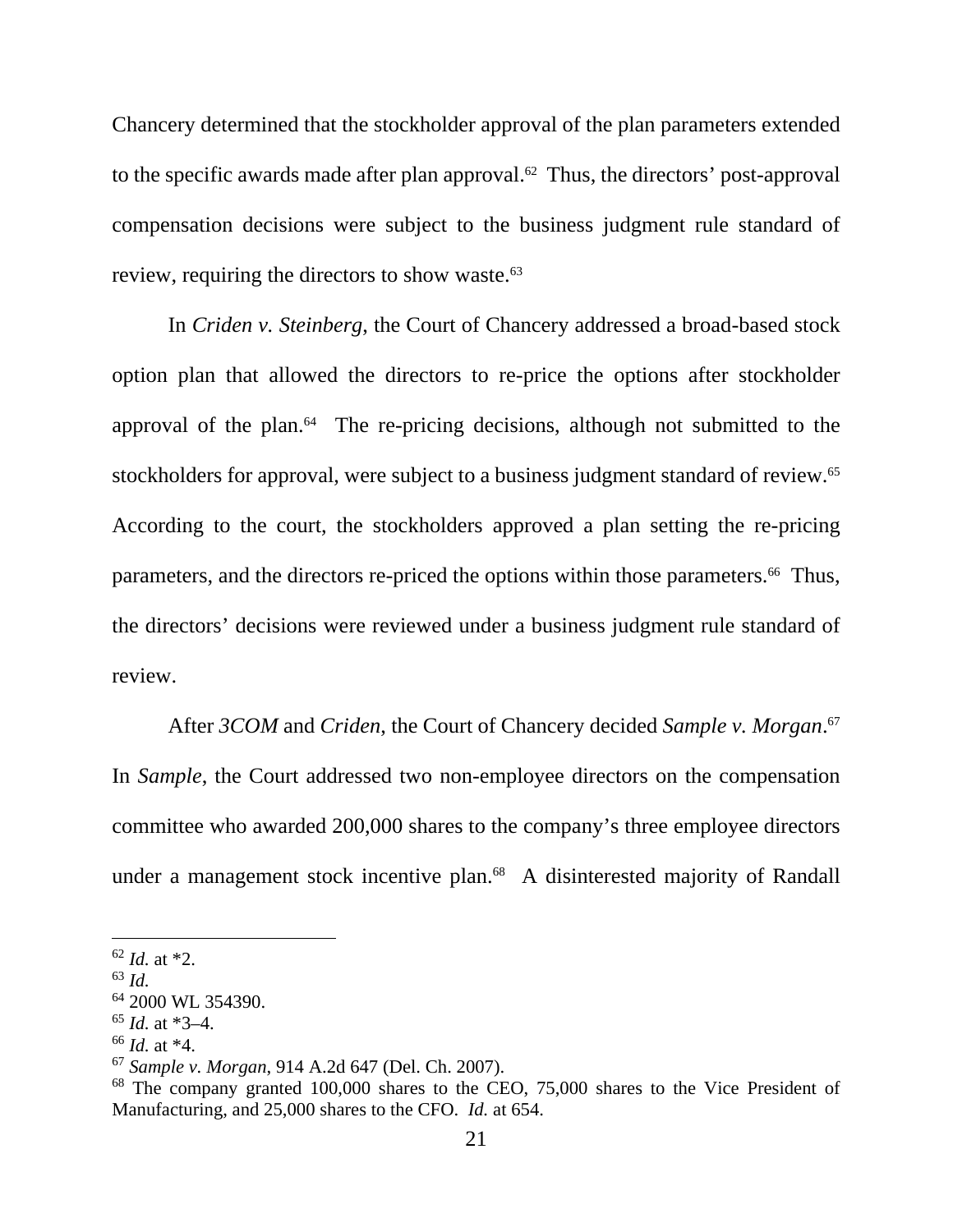Chancery determined that the stockholder approval of the plan parameters extended to the specific awards made after plan approval.[62] Thus, the directors' post-approval compensation decisions were subject to the business judgment rule standard of review, requiring the directors to show waste.[63]

In *Criden v. Steinberg*, the Court of Chancery addressed a broad-based stock option plan that allowed the directors to re-price the options after stockholder approval of the plan.[64] The re-pricing decisions, although not submitted to the stockholders for approval, were subject to a business judgment standard of review.[65] According to the court, the stockholders approved a plan setting the re-pricing parameters, and the directors re-priced the options within those parameters.[66] Thus, the directors' decisions were reviewed under a business judgment rule standard of review.

After *3COM* and *Criden*, the Court of Chancery decided *Sample v. Morgan*.[67] In *Sample*, the Court addressed two non-employee directors on the compensation committee who awarded 200,000 shares to the company's three employee directors under a management stock incentive plan.[68] A disinterested majority of Randall

---

[62] *Id.* at *2.

[63] *Id.*

[64] 2000 WL 354390.

[65] *Id.* at *3–4.

[66] *Id.* at *4.

[67] *Sample v. Morgan*, 914 A.2d 647 (Del. Ch. 2007).

[68] The company granted 100,000 shares to the CEO, 75,000 shares to the Vice President of Manufacturing, and 25,000 shares to the CFO. *Id.* at 654.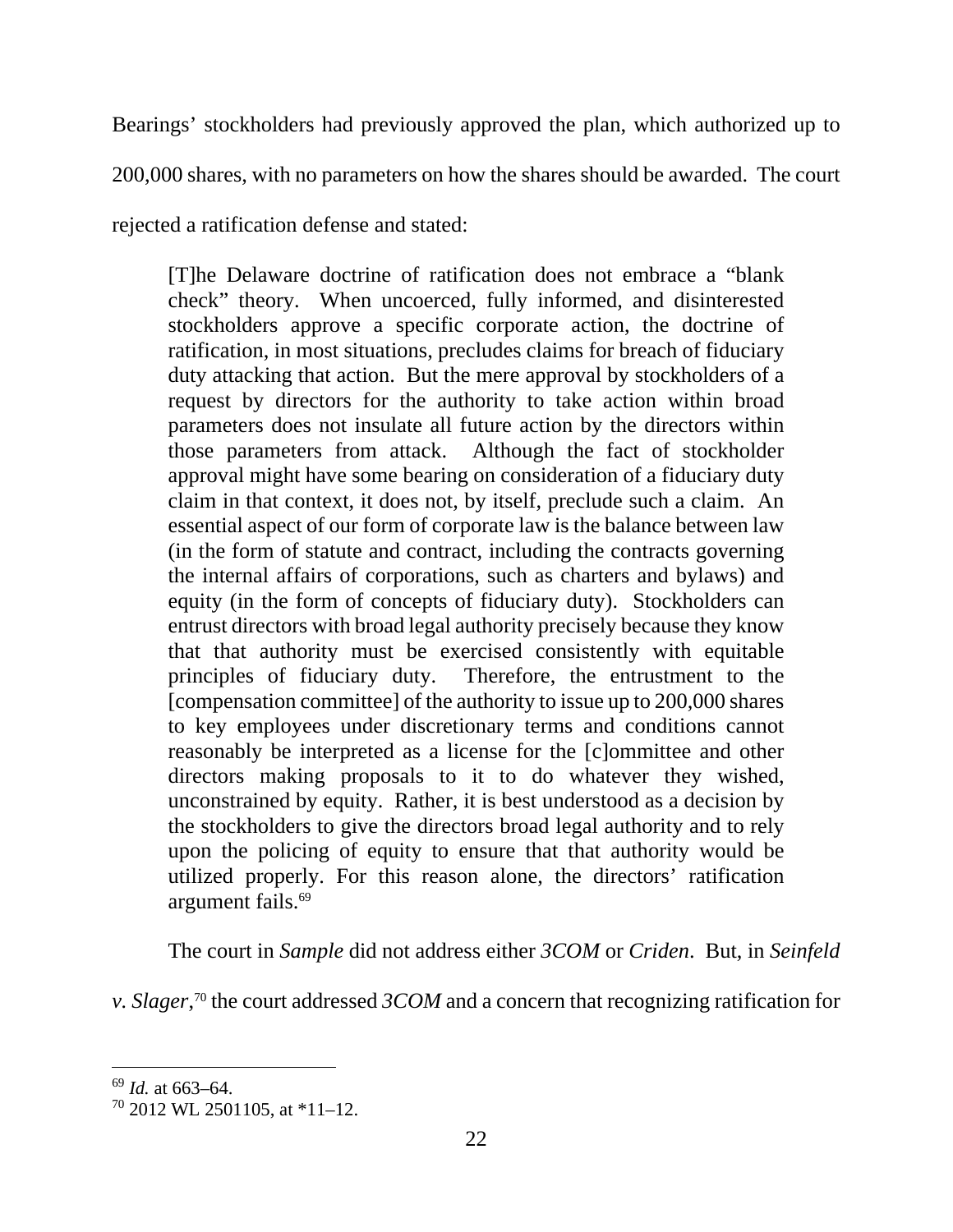Bearings' stockholders had previously approved the plan, which authorized up to 200,000 shares, with no parameters on how the shares should be awarded. The court rejected a ratification defense and stated:

> [T]he Delaware doctrine of ratification does not embrace a "blank check" theory. When uncoerced, fully informed, and disinterested stockholders approve a specific corporate action, the doctrine of ratification, in most situations, precludes claims for breach of fiduciary duty attacking that action. But the mere approval by stockholders of a request by directors for the authority to take action within broad parameters does not insulate all future action by the directors within those parameters from attack. Although the fact of stockholder approval might have some bearing on consideration of a fiduciary duty claim in that context, it does not, by itself, preclude such a claim. An essential aspect of our form of corporate law is the balance between law (in the form of statute and contract, including the contracts governing the internal affairs of corporations, such as charters and bylaws) and equity (in the form of concepts of fiduciary duty). Stockholders can entrust directors with broad legal authority precisely because they know that that authority must be exercised consistently with equitable principles of fiduciary duty. Therefore, the entrustment to the [compensation committee] of the authority to issue up to 200,000 shares to key employees under discretionary terms and conditions cannot reasonably be interpreted as a license for the [c]ommittee and other directors making proposals to it to do whatever they wished, unconstrained by equity. Rather, it is best understood as a decision by the stockholders to give the directors broad legal authority and to rely upon the policing of equity to ensure that that authority would be utilized properly. For this reason alone, the directors' ratification argument fails.[69]

The court in *Sample* did not address either *3COM* or *Criden*. But, in *Seinfeld v. Slager*,[70] the court addressed *3COM* and a concern that recognizing ratification for

---

[69] *Id.* at 663–64.

[70] 2012 WL 2501105, at *11–12.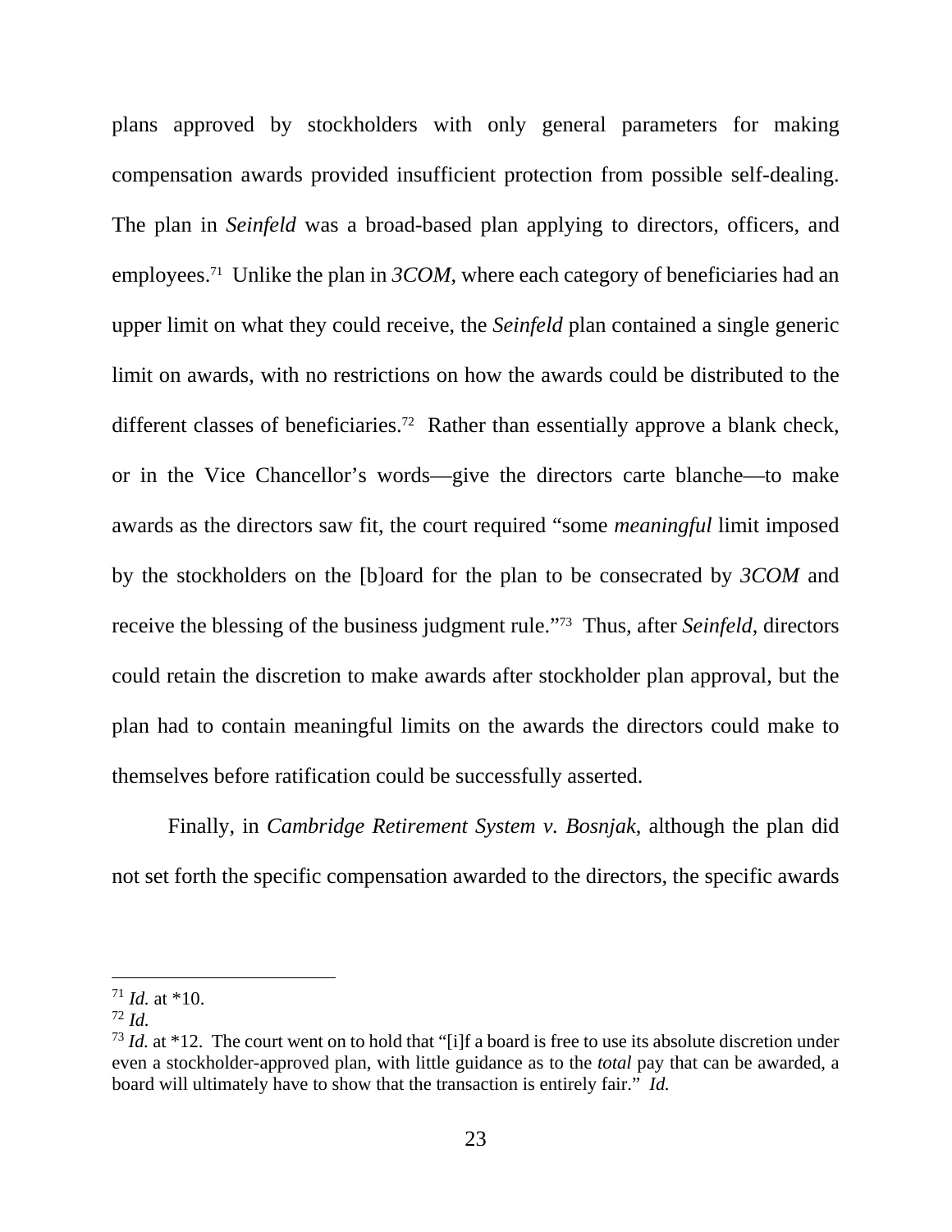plans approved by stockholders with only general parameters for making compensation awards provided insufficient protection from possible self-dealing. The plan in *Seinfeld* was a broad-based plan applying to directors, officers, and employees.[71] Unlike the plan in *3COM*, where each category of beneficiaries had an upper limit on what they could receive, the *Seinfeld* plan contained a single generic limit on awards, with no restrictions on how the awards could be distributed to the different classes of beneficiaries.[72] Rather than essentially approve a blank check, or in the Vice Chancellor's words—give the directors carte blanche—to make awards as the directors saw fit, the court required "some *meaningful* limit imposed by the stockholders on the [b]oard for the plan to be consecrated by *3COM* and receive the blessing of the business judgment rule."[73] Thus, after *Seinfeld*, directors could retain the discretion to make awards after stockholder plan approval, but the plan had to contain meaningful limits on the awards the directors could make to themselves before ratification could be successfully asserted.

Finally, in *Cambridge Retirement System v. Bosnjak*, although the plan did not set forth the specific compensation awarded to the directors, the specific awards

---

[71] *Id.* at *10.

[72] *Id.*

[73] *Id.* at *12. The court went on to hold that "[i]f a board is free to use its absolute discretion under even a stockholder-approved plan, with little guidance as to the *total* pay that can be awarded, a board will ultimately have to show that the transaction is entirely fair." *Id.*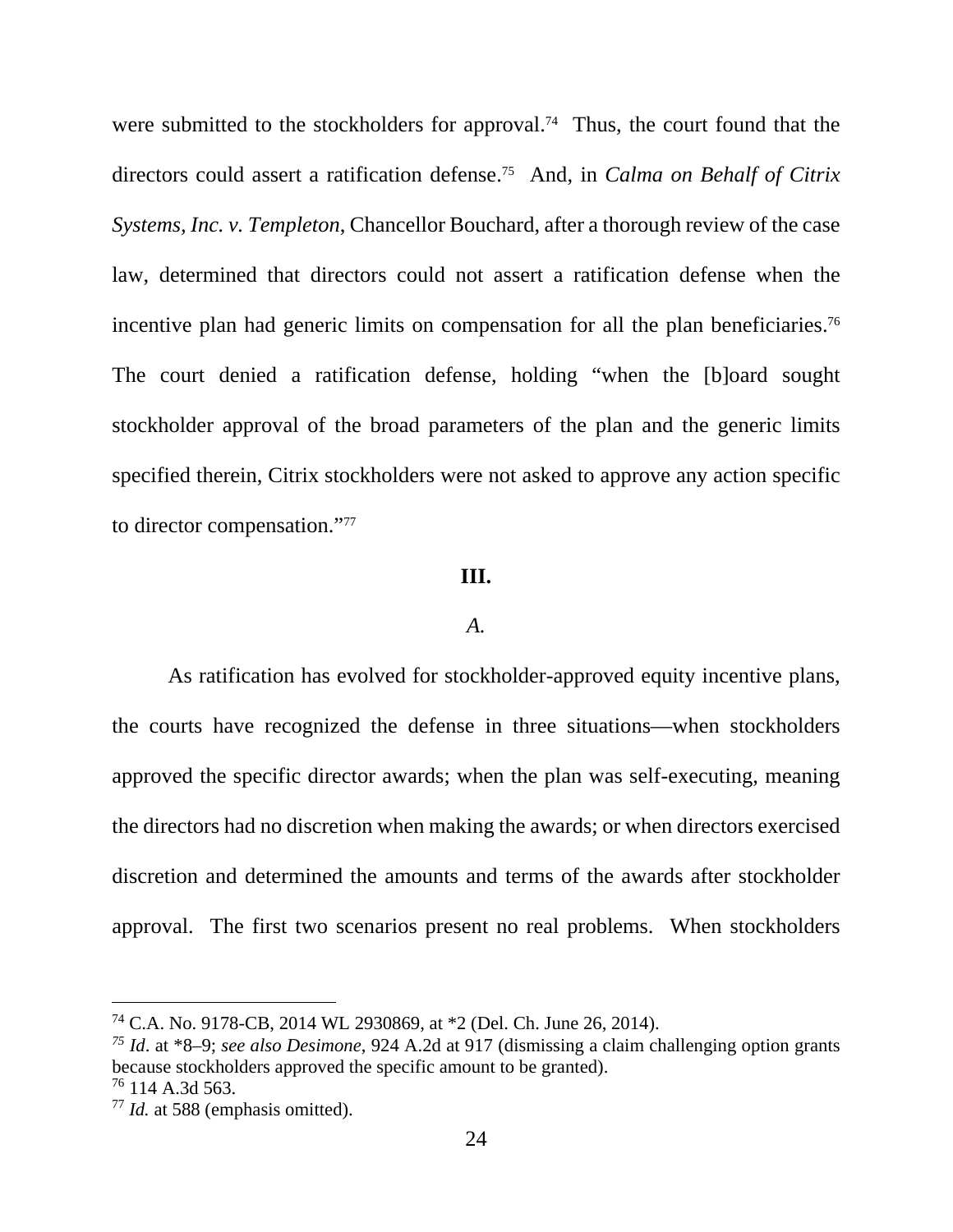were submitted to the stockholders for approval.[74] Thus, the court found that the directors could assert a ratification defense.[75] And, in *Calma on Behalf of Citrix Systems, Inc. v. Templeton*, Chancellor Bouchard, after a thorough review of the case law, determined that directors could not assert a ratification defense when the incentive plan had generic limits on compensation for all the plan beneficiaries.[76] The court denied a ratification defense, holding "when the [b]oard sought stockholder approval of the broad parameters of the plan and the generic limits specified therein, Citrix stockholders were not asked to approve any action specific to director compensation."[77]

**III.**

*A.*

As ratification has evolved for stockholder-approved equity incentive plans, the courts have recognized the defense in three situations—when stockholders approved the specific director awards; when the plan was self-executing, meaning the directors had no discretion when making the awards; or when directors exercised discretion and determined the amounts and terms of the awards after stockholder approval. The first two scenarios present no real problems. When stockholders

---

[74] C.A. No. 9178-CB, 2014 WL 2930869, at *2 (Del. Ch. June 26, 2014).

[75] *Id*. at *8–9; *see also Desimone*, 924 A.2d at 917 (dismissing a claim challenging option grants because stockholders approved the specific amount to be granted).

[76] 114 A.3d 563.

[77] *Id.* at 588 (emphasis omitted).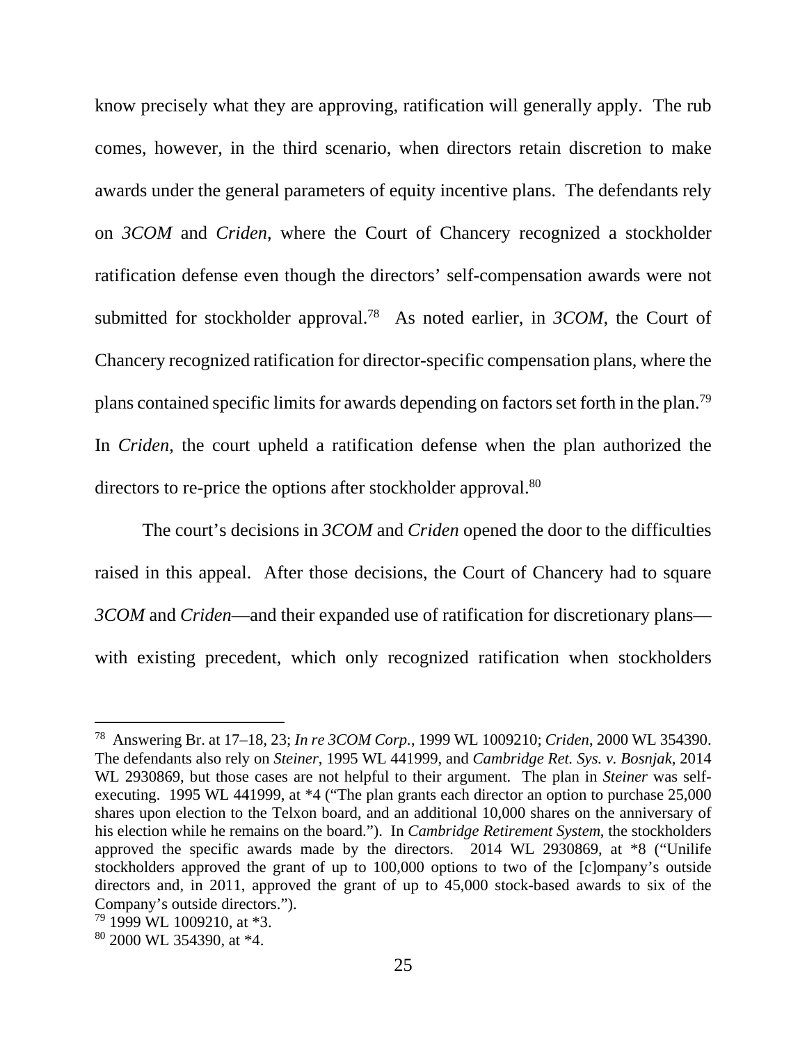know precisely what they are approving, ratification will generally apply. The rub comes, however, in the third scenario, when directors retain discretion to make awards under the general parameters of equity incentive plans. The defendants rely on *3COM* and *Criden*, where the Court of Chancery recognized a stockholder ratification defense even though the directors' self-compensation awards were not submitted for stockholder approval.[78] As noted earlier, in *3COM*, the Court of Chancery recognized ratification for director-specific compensation plans, where the plans contained specific limits for awards depending on factors set forth in the plan.[79] In *Criden*, the court upheld a ratification defense when the plan authorized the directors to re-price the options after stockholder approval.[80]

The court's decisions in *3COM* and *Criden* opened the door to the difficulties raised in this appeal. After those decisions, the Court of Chancery had to square *3COM* and *Criden*—and their expanded use of ratification for discretionary plans—with existing precedent, which only recognized ratification when stockholders

---

[78] Answering Br. at 17–18, 23; *In re 3COM Corp.*, 1999 WL 1009210; *Criden*, 2000 WL 354390. The defendants also rely on *Steiner*, 1995 WL 441999, and *Cambridge Ret. Sys. v. Bosnjak*, 2014 WL 2930869, but those cases are not helpful to their argument. The plan in *Steiner* was self-executing. 1995 WL 441999, at *4 ("The plan grants each director an option to purchase 25,000 shares upon election to the Telxon board, and an additional 10,000 shares on the anniversary of his election while he remains on the board."). In *Cambridge Retirement System*, the stockholders approved the specific awards made by the directors. 2014 WL 2930869, at *8 ("Unilife stockholders approved the grant of up to 100,000 options to two of the [c]ompany's outside directors and, in 2011, approved the grant of up to 45,000 stock-based awards to six of the Company's outside directors.").

[79] 1999 WL 1009210, at *3.

[80] 2000 WL 354390, at *4.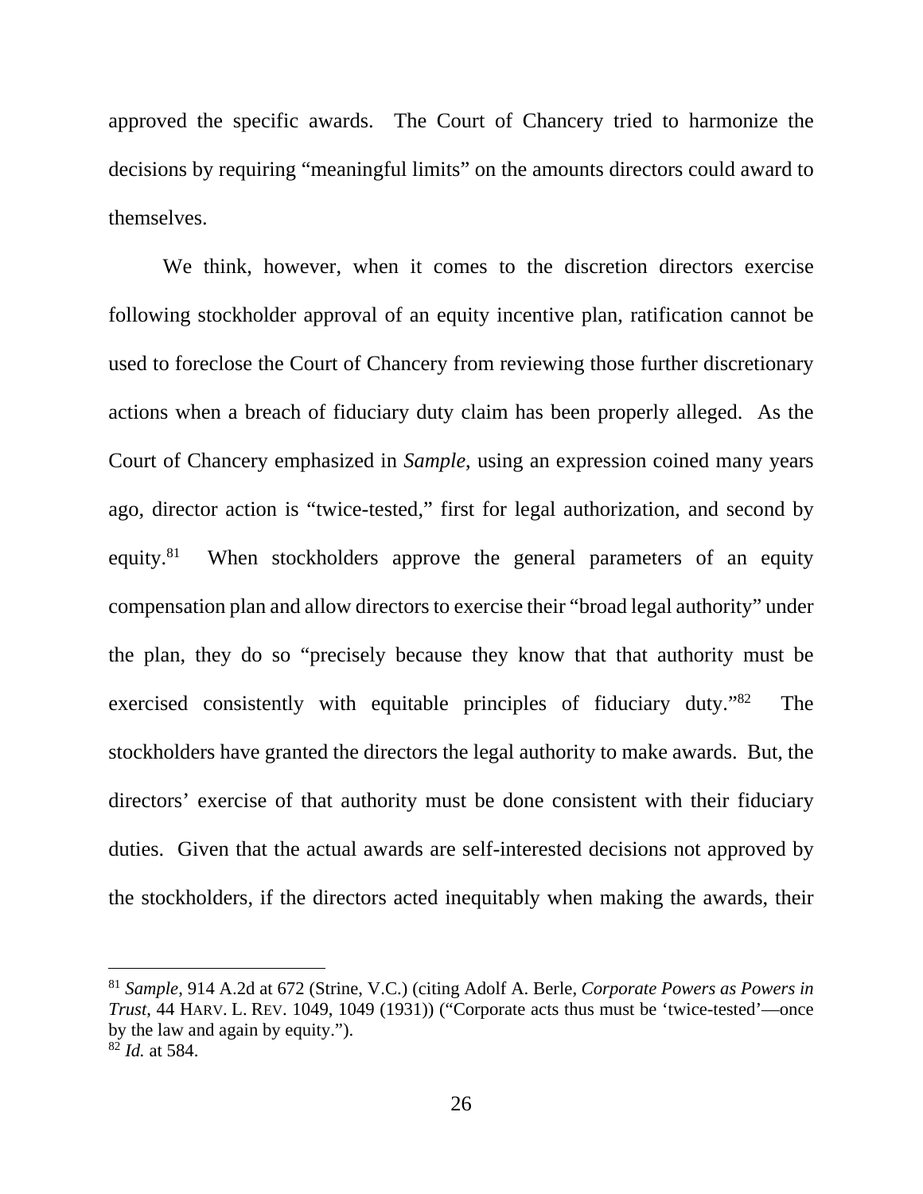approved the specific awards. The Court of Chancery tried to harmonize the decisions by requiring "meaningful limits" on the amounts directors could award to themselves.

We think, however, when it comes to the discretion directors exercise following stockholder approval of an equity incentive plan, ratification cannot be used to foreclose the Court of Chancery from reviewing those further discretionary actions when a breach of fiduciary duty claim has been properly alleged. As the Court of Chancery emphasized in *Sample*, using an expression coined many years ago, director action is "twice-tested," first for legal authorization, and second by equity.[81] When stockholders approve the general parameters of an equity compensation plan and allow directors to exercise their "broad legal authority" under the plan, they do so "precisely because they know that that authority must be exercised consistently with equitable principles of fiduciary duty."[82] The stockholders have granted the directors the legal authority to make awards. But, the directors' exercise of that authority must be done consistent with their fiduciary duties. Given that the actual awards are self-interested decisions not approved by the stockholders, if the directors acted inequitably when making the awards, their

---

[81] *Sample*, 914 A.2d at 672 (Strine, V.C.) (citing Adolf A. Berle, *Corporate Powers as Powers in Trust*, 44 HARV. L. REV. 1049, 1049 (1931)) ("Corporate acts thus must be 'twice-tested'—once by the law and again by equity.").

[82] *Id.* at 584.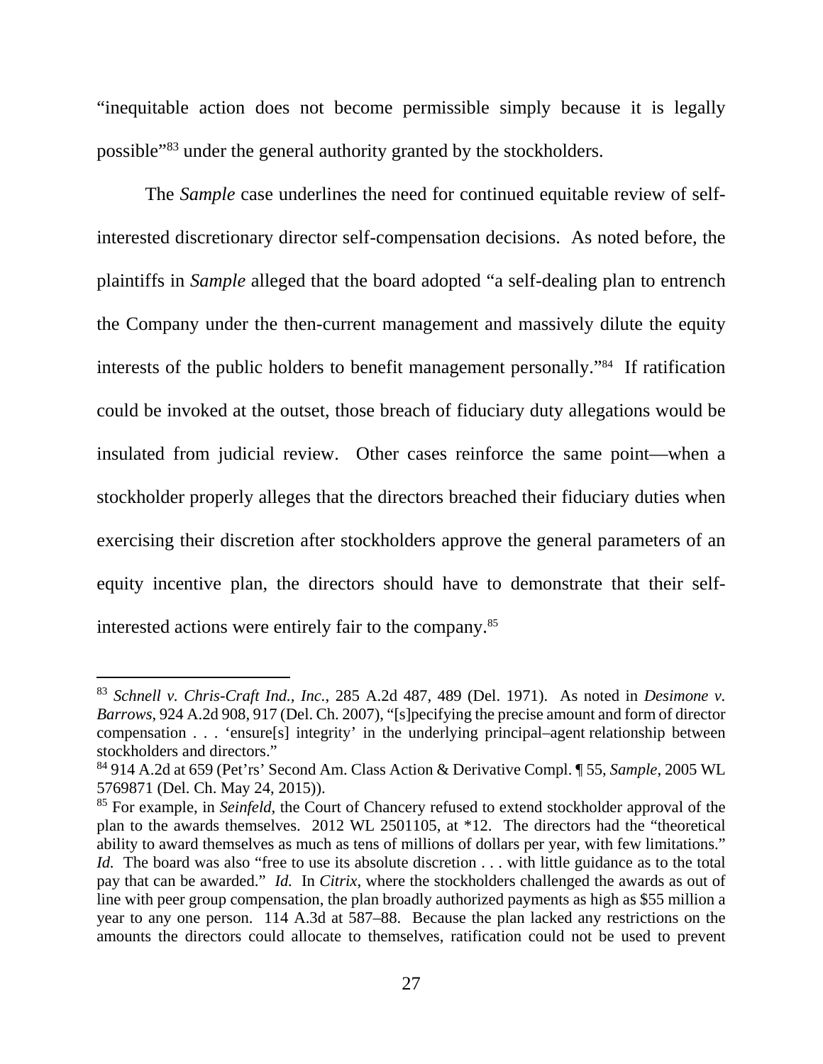"inequitable action does not become permissible simply because it is legally possible"[83] under the general authority granted by the stockholders.

The *Sample* case underlines the need for continued equitable review of self-interested discretionary director self-compensation decisions. As noted before, the plaintiffs in *Sample* alleged that the board adopted "a self-dealing plan to entrench the Company under the then-current management and massively dilute the equity interests of the public holders to benefit management personally."[84] If ratification could be invoked at the outset, those breach of fiduciary duty allegations would be insulated from judicial review. Other cases reinforce the same point—when a stockholder properly alleges that the directors breached their fiduciary duties when exercising their discretion after stockholders approve the general parameters of an equity incentive plan, the directors should have to demonstrate that their self-interested actions were entirely fair to the company.[85]

---

[83] *Schnell v. Chris-Craft Ind., Inc.*, 285 A.2d 487, 489 (Del. 1971). As noted in *Desimone v. Barrows*, 924 A.2d 908, 917 (Del. Ch. 2007), "[s]pecifying the precise amount and form of director compensation . . . 'ensure[s] integrity' in the underlying principal–agent relationship between stockholders and directors."

[84] 914 A.2d at 659 (Pet'rs' Second Am. Class Action & Derivative Compl. ¶ 55, *Sample*, 2005 WL 5769871 (Del. Ch. May 24, 2015)).

[85] For example, in *Seinfeld*, the Court of Chancery refused to extend stockholder approval of the plan to the awards themselves. 2012 WL 2501105, at *12. The directors had the "theoretical ability to award themselves as much as tens of millions of dollars per year, with few limitations." *Id.* The board was also "free to use its absolute discretion . . . with little guidance as to the total pay that can be awarded." *Id.* In *Citrix*, where the stockholders challenged the awards as out of line with peer group compensation, the plan broadly authorized payments as high as $55 million a year to any one person. 114 A.3d at 587–88. Because the plan lacked any restrictions on the amounts the directors could allocate to themselves, ratification could not be used to prevent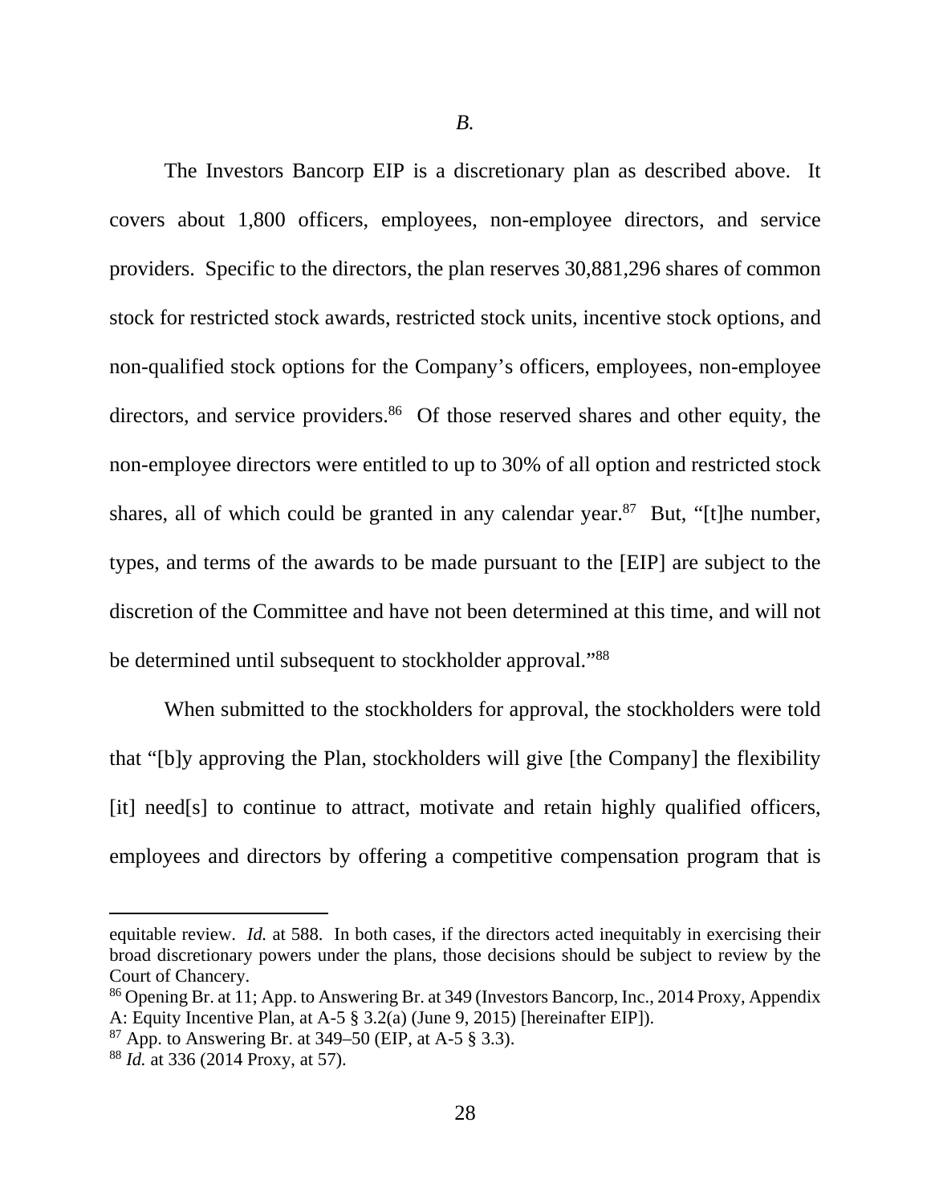*B.*

The Investors Bancorp EIP is a discretionary plan as described above. It covers about 1,800 officers, employees, non-employee directors, and service providers. Specific to the directors, the plan reserves 30,881,296 shares of common stock for restricted stock awards, restricted stock units, incentive stock options, and non-qualified stock options for the Company's officers, employees, non-employee directors, and service providers.[86] Of those reserved shares and other equity, the non-employee directors were entitled to up to 30% of all option and restricted stock shares, all of which could be granted in any calendar year.[87] But, "[t]he number, types, and terms of the awards to be made pursuant to the [EIP] are subject to the discretion of the Committee and have not been determined at this time, and will not be determined until subsequent to stockholder approval."[88]

When submitted to the stockholders for approval, the stockholders were told that "[b]y approving the Plan, stockholders will give [the Company] the flexibility [it] need[s] to continue to attract, motivate and retain highly qualified officers, employees and directors by offering a competitive compensation program that is

---

equitable review. *Id.* at 588. In both cases, if the directors acted inequitably in exercising their broad discretionary powers under the plans, those decisions should be subject to review by the Court of Chancery.

[86] Opening Br. at 11; App. to Answering Br. at 349 (Investors Bancorp, Inc., 2014 Proxy, Appendix A: Equity Incentive Plan, at A-5 § 3.2(a) (June 9, 2015) [hereinafter EIP]).

[87] App. to Answering Br. at 349–50 (EIP, at A-5 § 3.3).

[88] *Id.* at 336 (2014 Proxy, at 57).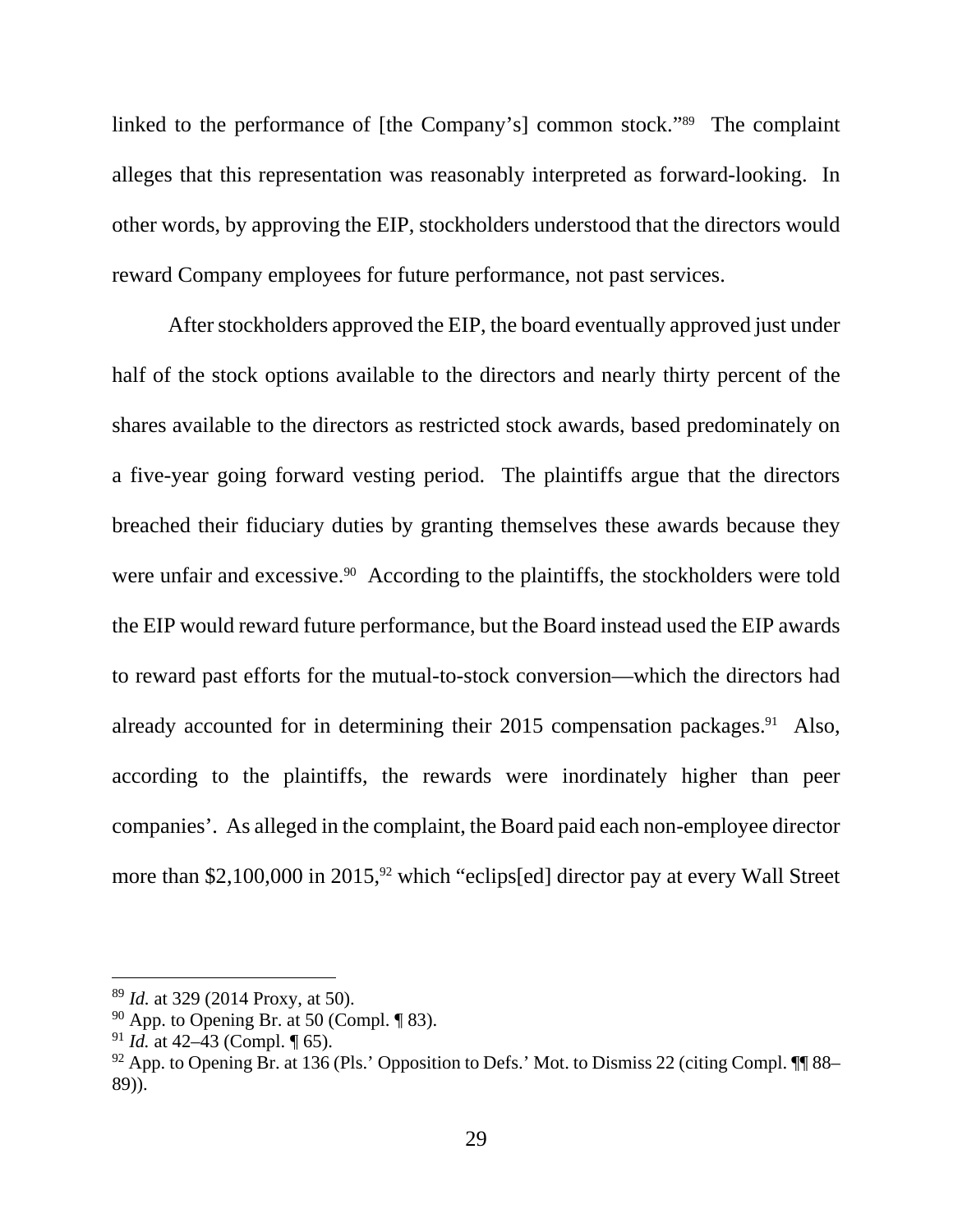linked to the performance of [the Company's] common stock."[89] The complaint alleges that this representation was reasonably interpreted as forward-looking. In other words, by approving the EIP, stockholders understood that the directors would reward Company employees for future performance, not past services.

After stockholders approved the EIP, the board eventually approved just under half of the stock options available to the directors and nearly thirty percent of the shares available to the directors as restricted stock awards, based predominately on a five-year going forward vesting period. The plaintiffs argue that the directors breached their fiduciary duties by granting themselves these awards because they were unfair and excessive.[90] According to the plaintiffs, the stockholders were told the EIP would reward future performance, but the Board instead used the EIP awards to reward past efforts for the mutual-to-stock conversion—which the directors had already accounted for in determining their 2015 compensation packages.[91] Also, according to the plaintiffs, the rewards were inordinately higher than peer companies'. As alleged in the complaint, the Board paid each non-employee director more than $2,100,000 in 2015,[92] which "eclips[ed] director pay at every Wall Street

---

[89] *Id.* at 329 (2014 Proxy, at 50).

[90] App. to Opening Br. at 50 (Compl. ¶ 83).

[91] *Id.* at 42–43 (Compl. ¶ 65).

[92] App. to Opening Br. at 136 (Pls.' Opposition to Defs.' Mot. to Dismiss 22 (citing Compl. ¶¶ 88–89)).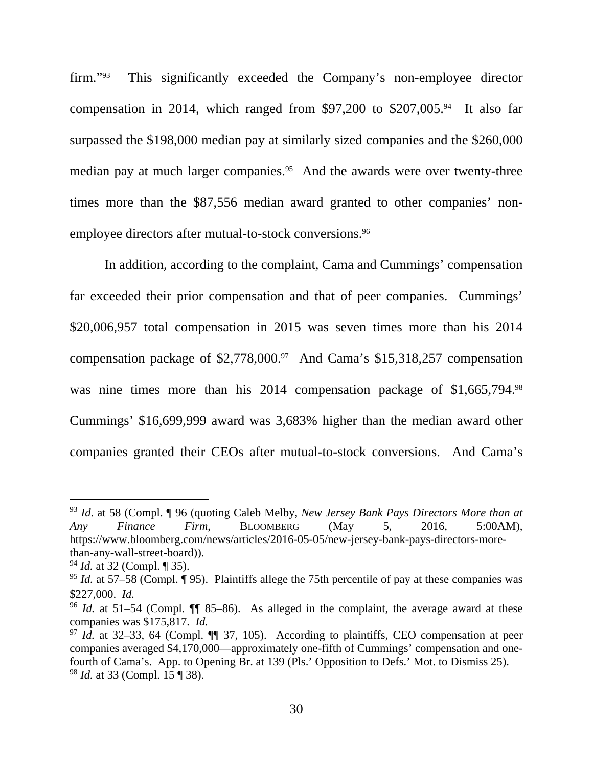firm."[93] This significantly exceeded the Company's non-employee director compensation in 2014, which ranged from $97,200 to $207,005.[94] It also far surpassed the $198,000 median pay at similarly sized companies and the $260,000 median pay at much larger companies.[95] And the awards were over twenty-three times more than the $87,556 median award granted to other companies' non-employee directors after mutual-to-stock conversions.[96]

In addition, according to the complaint, Cama and Cummings' compensation far exceeded their prior compensation and that of peer companies. Cummings' $20,006,957 total compensation in 2015 was seven times more than his 2014 compensation package of $2,778,000.[97] And Cama's $15,318,257 compensation was nine times more than his 2014 compensation package of $1,665,794.[98] Cummings' $16,699,999 award was 3,683% higher than the median award other companies granted their CEOs after mutual-to-stock conversions. And Cama's

---

[93] *Id*. at 58 (Compl. ¶ 96 (quoting Caleb Melby, *New Jersey Bank Pays Directors More than at Any Finance Firm*, BLOOMBERG (May 5, 2016, 5:00AM), https://www.bloomberg.com/news/articles/2016-05-05/new-jersey-bank-pays-directors-more-than-any-wall-street-board)).

[94] *Id.* at 32 (Compl. ¶ 35).

[95] *Id.* at 57–58 (Compl. ¶ 95). Plaintiffs allege the 75th percentile of pay at these companies was $227,000. *Id.*

[96] *Id.* at 51–54 (Compl. ¶¶ 85–86). As alleged in the complaint, the average award at these companies was $175,817. *Id.*

[97] *Id.* at 32–33, 64 (Compl. ¶¶ 37, 105). According to plaintiffs, CEO compensation at peer companies averaged $4,170,000—approximately one-fifth of Cummings' compensation and one-fourth of Cama's. App. to Opening Br. at 139 (Pls.' Opposition to Defs.' Mot. to Dismiss 25).

[98] *Id.* at 33 (Compl. 15 ¶ 38).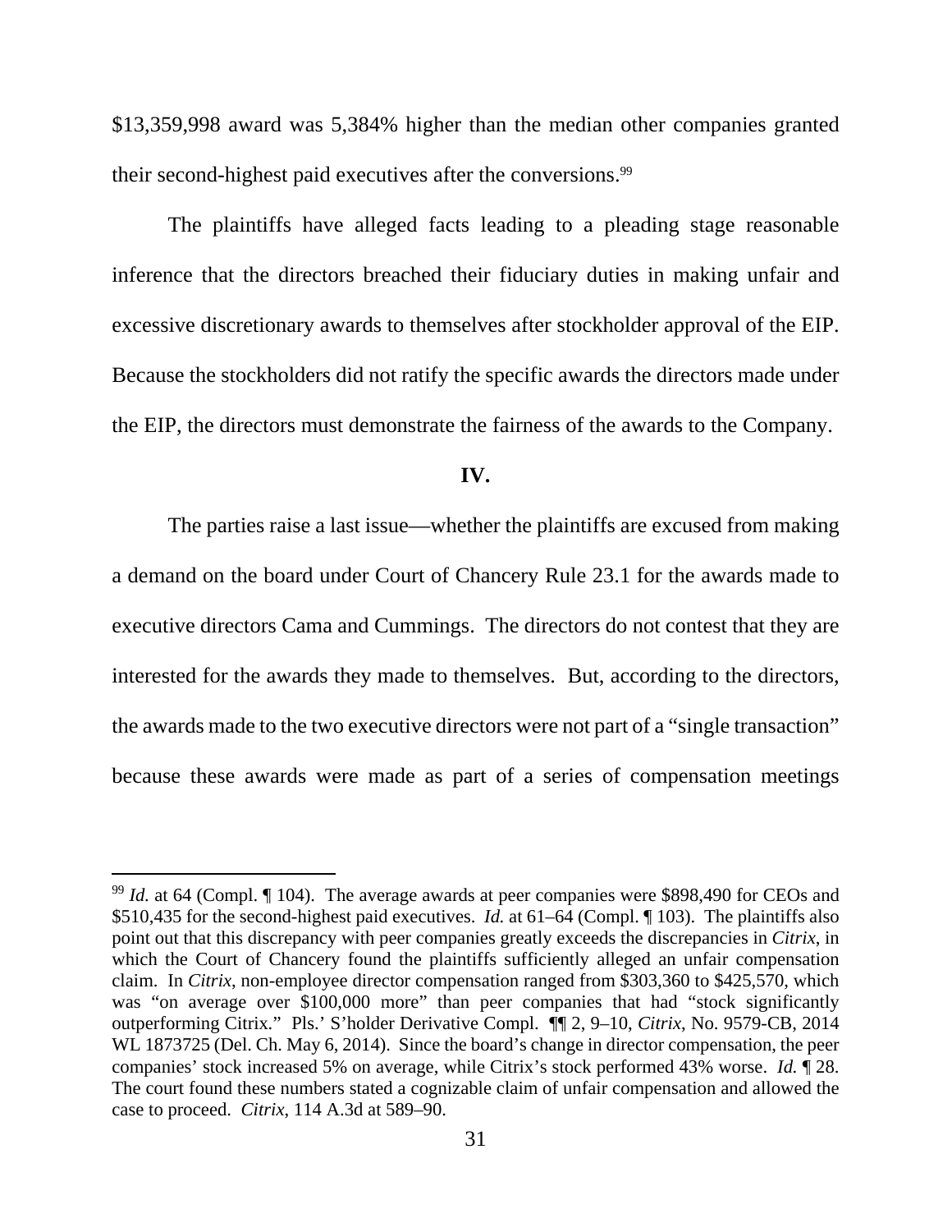$13,359,998 award was 5,384% higher than the median other companies granted their second-highest paid executives after the conversions.[99]

The plaintiffs have alleged facts leading to a pleading stage reasonable inference that the directors breached their fiduciary duties in making unfair and excessive discretionary awards to themselves after stockholder approval of the EIP. Because the stockholders did not ratify the specific awards the directors made under the EIP, the directors must demonstrate the fairness of the awards to the Company.

**IV.**

The parties raise a last issue—whether the plaintiffs are excused from making a demand on the board under Court of Chancery Rule 23.1 for the awards made to executive directors Cama and Cummings. The directors do not contest that they are interested for the awards they made to themselves. But, according to the directors, the awards made to the two executive directors were not part of a "single transaction" because these awards were made as part of a series of compensation meetings

---

[99] *Id.* at 64 (Compl. ¶ 104). The average awards at peer companies were $898,490 for CEOs and $510,435 for the second-highest paid executives. *Id.* at 61–64 (Compl. ¶ 103). The plaintiffs also point out that this discrepancy with peer companies greatly exceeds the discrepancies in *Citrix*, in which the Court of Chancery found the plaintiffs sufficiently alleged an unfair compensation claim. In *Citrix*, non-employee director compensation ranged from $303,360 to $425,570, which was "on average over $100,000 more" than peer companies that had "stock significantly outperforming Citrix." Pls.' S'holder Derivative Compl. ¶¶ 2, 9–10, *Citrix*, No. 9579-CB, 2014 WL 1873725 (Del. Ch. May 6, 2014). Since the board's change in director compensation, the peer companies' stock increased 5% on average, while Citrix's stock performed 43% worse. *Id.* ¶ 28. The court found these numbers stated a cognizable claim of unfair compensation and allowed the case to proceed. *Citrix*, 114 A.3d at 589–90.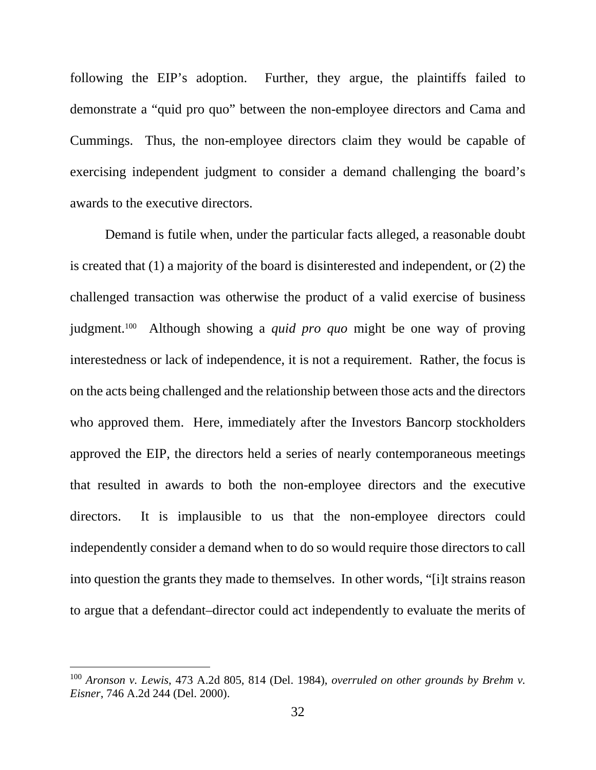following the EIP's adoption. Further, they argue, the plaintiffs failed to demonstrate a "quid pro quo" between the non-employee directors and Cama and Cummings. Thus, the non-employee directors claim they would be capable of exercising independent judgment to consider a demand challenging the board's awards to the executive directors.

Demand is futile when, under the particular facts alleged, a reasonable doubt is created that (1) a majority of the board is disinterested and independent, or (2) the challenged transaction was otherwise the product of a valid exercise of business judgment.[100] Although showing a *quid pro quo* might be one way of proving interestedness or lack of independence, it is not a requirement. Rather, the focus is on the acts being challenged and the relationship between those acts and the directors who approved them. Here, immediately after the Investors Bancorp stockholders approved the EIP, the directors held a series of nearly contemporaneous meetings that resulted in awards to both the non-employee directors and the executive directors. It is implausible to us that the non-employee directors could independently consider a demand when to do so would require those directors to call into question the grants they made to themselves. In other words, "[i]t strains reason to argue that a defendant–director could act independently to evaluate the merits of

---

[100] *Aronson v. Lewis*, 473 A.2d 805, 814 (Del. 1984), *overruled on other grounds by Brehm v. Eisner*, 746 A.2d 244 (Del. 2000).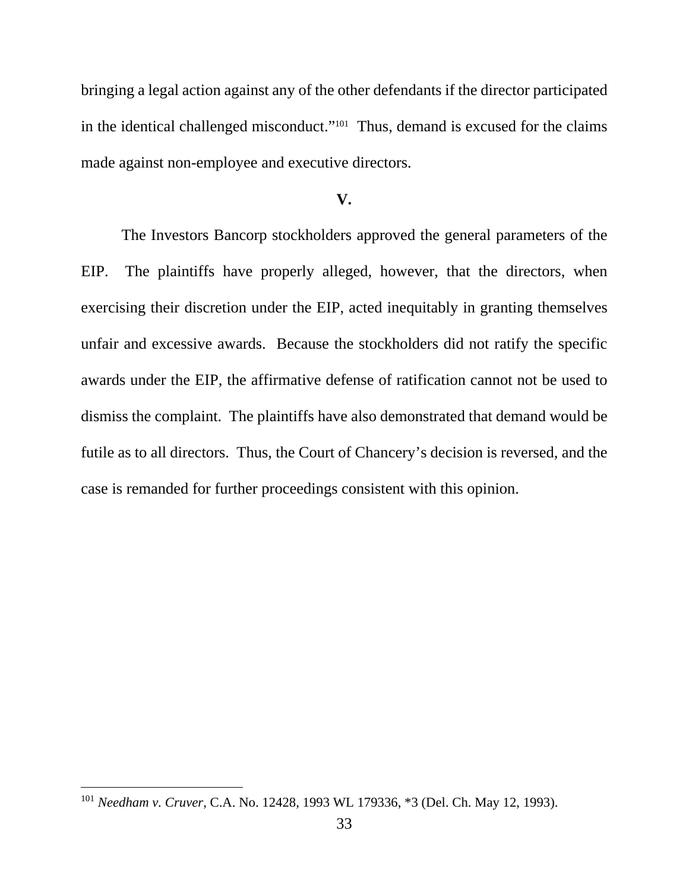bringing a legal action against any of the other defendants if the director participated in the identical challenged misconduct."[101] Thus, demand is excused for the claims made against non-employee and executive directors.

## V.

The Investors Bancorp stockholders approved the general parameters of the EIP. The plaintiffs have properly alleged, however, that the directors, when exercising their discretion under the EIP, acted inequitably in granting themselves unfair and excessive awards. Because the stockholders did not ratify the specific awards under the EIP, the affirmative defense of ratification cannot not be used to dismiss the complaint. The plaintiffs have also demonstrated that demand would be futile as to all directors. Thus, the Court of Chancery's decision is reversed, and the case is remanded for further proceedings consistent with this opinion.

---

[101] *Needham v. Cruver*, C.A. No. 12428, 1993 WL 179336, *3 (Del. Ch. May 12, 1993).